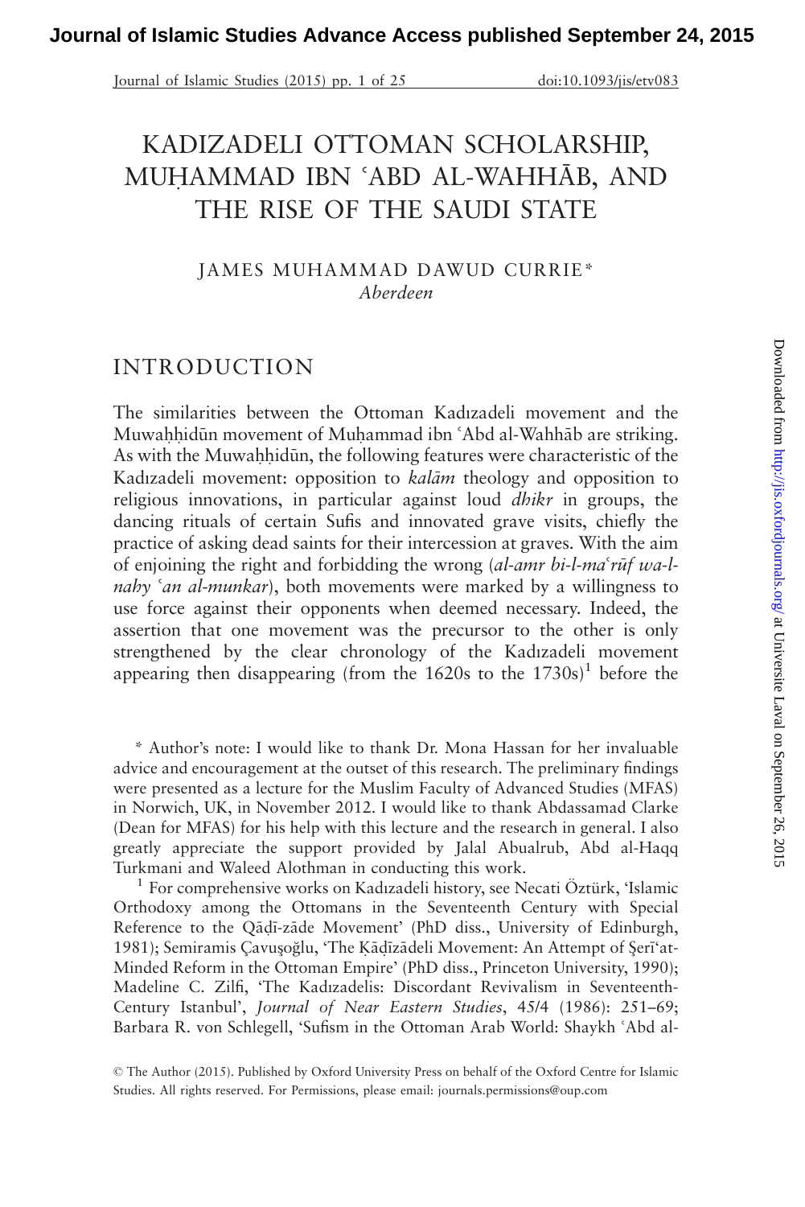# KADIZADELI OTTOMAN SCHOLARSHIP, MUḤAMMAD IBN ʿABD AL-WAHHĀB, AND THE RISE OF THE SAUDI STATE

JAMES MUHAMMAD DAWUD CURRIE*

*Aberdeen*

## INTRODUCTION

The similarities between the Ottoman Kadızadeli movement and the Muwaḥḥidūn movement of Muḥammad ibn ʿAbd al-Wahhāb are striking. As with the Muwaḥḥidūn, the following features were characteristic of the Kadızadeli movement: opposition to *kalām* theology and opposition to religious innovations, in particular against loud *dhikr* in groups, the dancing rituals of certain Sufis and innovated grave visits, chiefly the practice of asking dead saints for their intercession at graves. With the aim of enjoining the right and forbidding the wrong (*al-amr bi-l-maʿrūf wa-l-nahy ʿan al-munkar*), both movements were marked by a willingness to use force against their opponents when deemed necessary. Indeed, the assertion that one movement was the precursor to the other is only strengthened by the clear chronology of the Kadızadeli movement appearing then disappearing (from the 1620s to the 1730s)[1] before the

---

* Author's note: I would like to thank Dr. Mona Hassan for her invaluable advice and encouragement at the outset of this research. The preliminary findings were presented as a lecture for the Muslim Faculty of Advanced Studies (MFAS) in Norwich, UK, in November 2012. I would like to thank Abdassamad Clarke (Dean for MFAS) for his help with this lecture and the research in general. I also greatly appreciate the support provided by Jalal Abualrub, Abd al-Haqq Turkmani and Waleed Alothman in conducting this work.

[1] For comprehensive works on Kadızadeli history, see Necati Öztürk, 'Islamic Orthodoxy among the Ottomans in the Seventeenth Century with Special Reference to the Qāḍī-zāde Movement' (PhD diss., University of Edinburgh, 1981); Semiramis Çavuşoğlu, 'The Ḳāḍīzādeli Movement: An Attempt of Şerīʿat-Minded Reform in the Ottoman Empire' (PhD diss., Princeton University, 1990); Madeline C. Zilfi, 'The Kadızadelis: Discordant Revivalism in Seventeenth-Century Istanbul', *Journal of Near Eastern Studies*, 45/4 (1986): 251–69; Barbara R. von Schlegell, 'Sufism in the Ottoman Arab World: Shaykh ʿAbd al-

© The Author (2015). Published by Oxford University Press on behalf of the Oxford Centre for Islamic Studies. All rights reserved. For Permissions, please email: journals.permissions@oup.com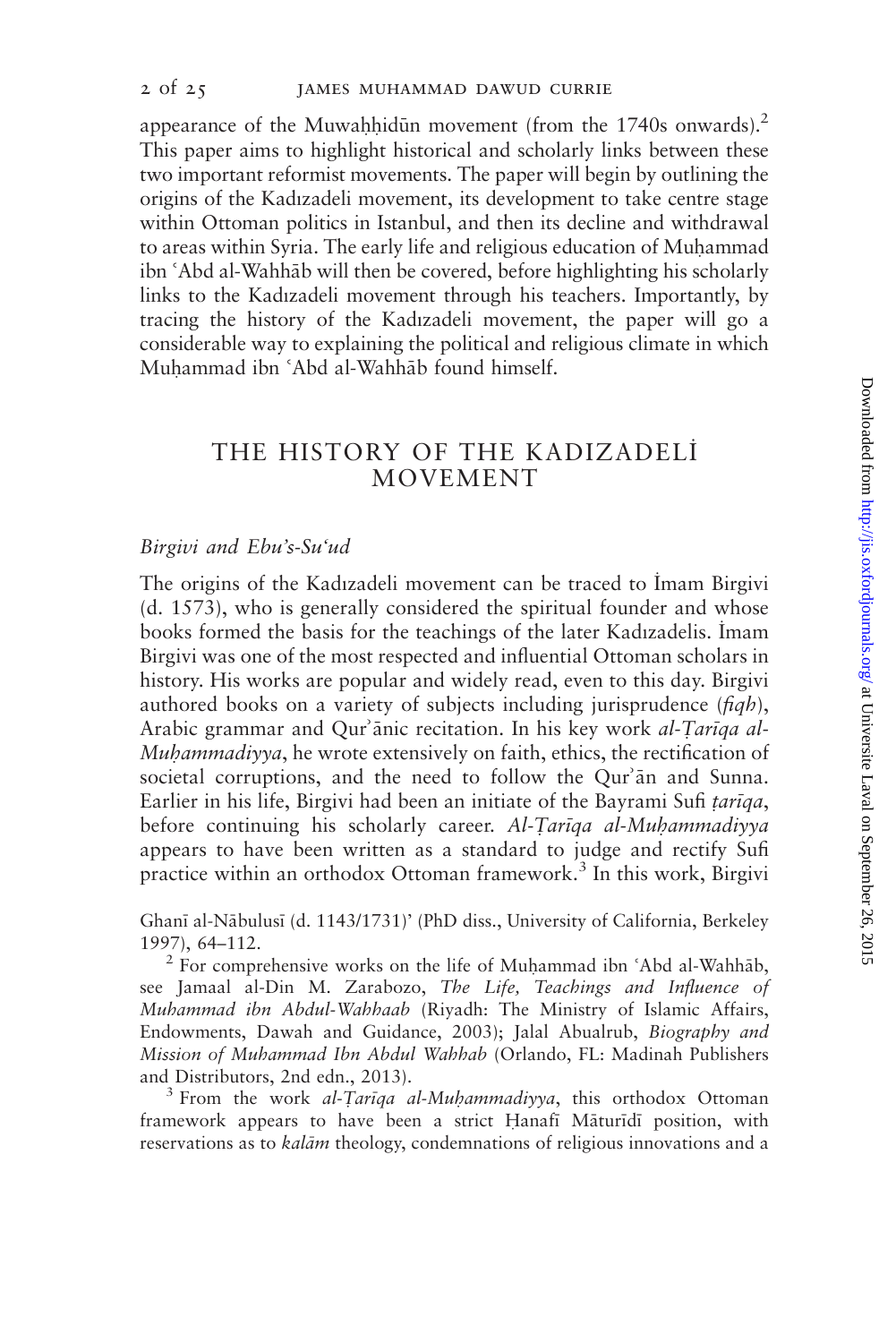appearance of the Muwaḥḥidūn movement (from the 1740s onwards).[2] This paper aims to highlight historical and scholarly links between these two important reformist movements. The paper will begin by outlining the origins of the Kadızadeli movement, its development to take centre stage within Ottoman politics in Istanbul, and then its decline and withdrawal to areas within Syria. The early life and religious education of Muḥammad ibn ʿAbd al-Wahhāb will then be covered, before highlighting his scholarly links to the Kadızadeli movement through his teachers. Importantly, by tracing the history of the Kadızadeli movement, the paper will go a considerable way to explaining the political and religious climate in which Muḥammad ibn ʿAbd al-Wahhāb found himself.

## THE HISTORY OF THE KADIZADELİ MOVEMENT

### *Birgivi and Ebu's-Suʿud*

The origins of the Kadızadeli movement can be traced to İmam Birgivi (d. 1573), who is generally considered the spiritual founder and whose books formed the basis for the teachings of the later Kadızadelis. İmam Birgivi was one of the most respected and influential Ottoman scholars in history. His works are popular and widely read, even to this day. Birgivi authored books on a variety of subjects including jurisprudence (*fiqh*), Arabic grammar and Qurʾānic recitation. In his key work *al-Ṭarīqa al-Muḥammadiyya*, he wrote extensively on faith, ethics, the rectification of societal corruptions, and the need to follow the Qurʾān and Sunna. Earlier in his life, Birgivi had been an initiate of the Bayrami Sufi *ṭarīqa*, before continuing his scholarly career. *Al-Ṭarīqa al-Muḥammadiyya* appears to have been written as a standard to judge and rectify Sufi practice within an orthodox Ottoman framework.[3] In this work, Birgivi

Ghanī al-Nābulusī (d. 1143/1731)' (PhD diss., University of California, Berkeley 1997), 64–112.

[2] For comprehensive works on the life of Muḥammad ibn ʿAbd al-Wahhāb, see Jamaal al-Din M. Zarabozo, *The Life, Teachings and Influence of Muhammad ibn Abdul-Wahhaab* (Riyadh: The Ministry of Islamic Affairs, Endowments, Dawah and Guidance, 2003); Jalal Abualrub, *Biography and Mission of Muhammad Ibn Abdul Wahhab* (Orlando, FL: Madinah Publishers and Distributors, 2nd edn., 2013).

[3] From the work *al-Ṭarīqa al-Muḥammadiyya*, this orthodox Ottoman framework appears to have been a strict Ḥanafī Māturīdī position, with reservations as to *kalām* theology, condemnations of religious innovations and a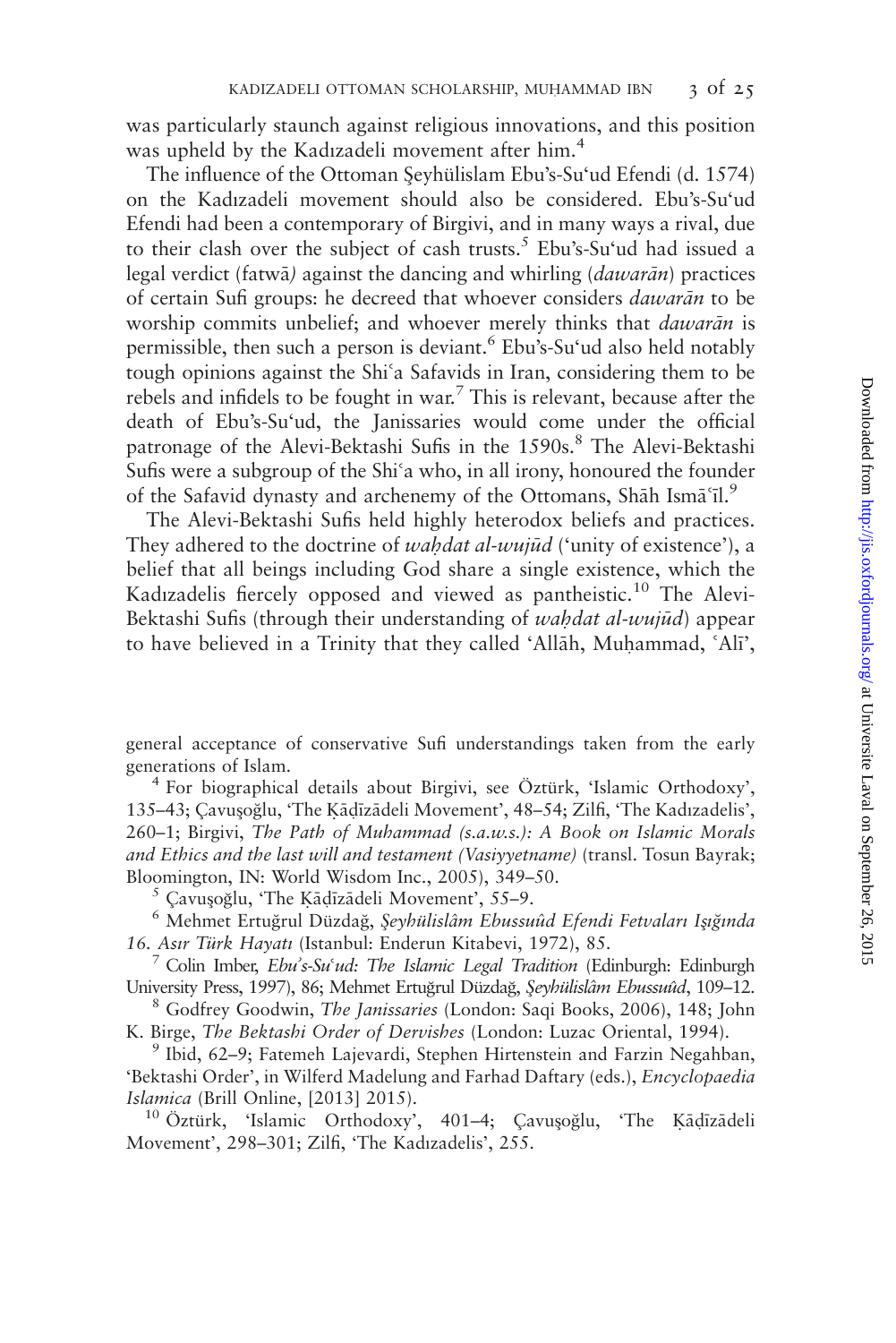was particularly staunch against religious innovations, and this position was upheld by the Kadızadeli movement after him.[4]

The influence of the Ottoman Şeyhülislam Ebu's-Su'ud Efendi (d. 1574) on the Kadızadeli movement should also be considered. Ebu's-Su'ud Efendi had been a contemporary of Birgivi, and in many ways a rival, due to their clash over the subject of cash trusts.[5] Ebu's-Su'ud had issued a legal verdict (fatwā) against the dancing and whirling (*dawarān*) practices of certain Sufi groups: he decreed that whoever considers *dawarān* to be worship commits unbelief; and whoever merely thinks that *dawarān* is permissible, then such a person is deviant.[6] Ebu's-Su'ud also held notably tough opinions against the Shiʿa Safavids in Iran, considering them to be rebels and infidels to be fought in war.[7] This is relevant, because after the death of Ebu's-Su'ud, the Janissaries would come under the official patronage of the Alevi-Bektashi Sufis in the 1590s.[8] The Alevi-Bektashi Sufis were a subgroup of the Shiʿa who, in all irony, honoured the founder of the Safavid dynasty and archenemy of the Ottomans, Shāh Ismāʿīl.[9]

The Alevi-Bektashi Sufis held highly heterodox beliefs and practices. They adhered to the doctrine of *waḥdat al-wujūd* ('unity of existence'), a belief that all beings including God share a single existence, which the Kadızadelis fiercely opposed and viewed as pantheistic.[10] The Alevi-Bektashi Sufis (through their understanding of *waḥdat al-wujūd*) appear to have believed in a Trinity that they called 'Allāh, Muḥammad, ʿAlī',

---

general acceptance of conservative Sufi understandings taken from the early generations of Islam.

[4] For biographical details about Birgivi, see Öztürk, 'Islamic Orthodoxy', 135–43; Çavuşoğlu, 'The Ḳāḍīzādeli Movement', 48–54; Zilfi, 'The Kadızadelis', 260–1; Birgivi, *The Path of Muhammad (s.a.w.s.): A Book on Islamic Morals and Ethics and the last will and testament (Vasiyyetname)* (transl. Tosun Bayrak; Bloomington, IN: World Wisdom Inc., 2005), 349–50.

[5] Çavuşoğlu, 'The Ḳāḍīzādeli Movement', 55–9.

[6] Mehmet Ertuğrul Düzdağ, *Şeyhülislâm Ebussuûd Efendi Fetvaları Işığında 16. Asır Türk Hayatı* (Istanbul: Enderun Kitabevi, 1972), 85.

[7] Colin Imber, *Ebu's-Suʿud: The Islamic Legal Tradition* (Edinburgh: Edinburgh University Press, 1997), 86; Mehmet Ertuğrul Düzdağ, *Şeyhülislâm Ebussuûd*, 109–12.

[8] Godfrey Goodwin, *The Janissaries* (London: Saqi Books, 2006), 148; John K. Birge, *The Bektashi Order of Dervishes* (London: Luzac Oriental, 1994).

[9] Ibid, 62–9; Fatemeh Lajevardi, Stephen Hirtenstein and Farzin Negahban, 'Bektashi Order', in Wilferd Madelung and Farhad Daftary (eds.), *Encyclopaedia Islamica* (Brill Online, [2013] 2015).

[10] Öztürk, 'Islamic Orthodoxy', 401–4; Çavuşoğlu, 'The Ḳāḍīzādeli Movement', 298–301; Zilfi, 'The Kadızadelis', 255.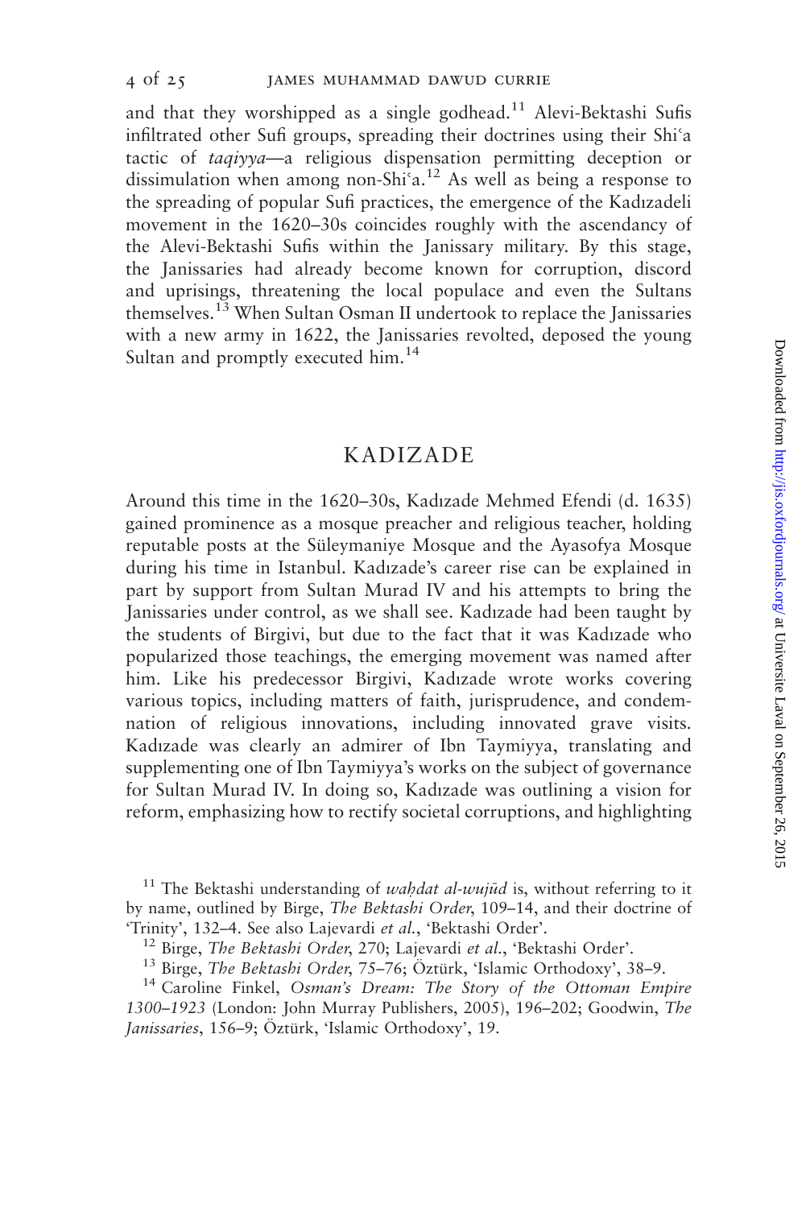and that they worshipped as a single godhead.[11] Alevi-Bektashi Sufis infiltrated other Sufi groups, spreading their doctrines using their Shiʿa tactic of *taqiyya*—a religious dispensation permitting deception or dissimulation when among non-Shiʿa.[12] As well as being a response to the spreading of popular Sufi practices, the emergence of the Kadızadeli movement in the 1620–30s coincides roughly with the ascendancy of the Alevi-Bektashi Sufis within the Janissary military. By this stage, the Janissaries had already become known for corruption, discord and uprisings, threatening the local populace and even the Sultans themselves.[13] When Sultan Osman II undertook to replace the Janissaries with a new army in 1622, the Janissaries revolted, deposed the young Sultan and promptly executed him.[14]

## KADIZADE

Around this time in the 1620–30s, Kadızade Mehmed Efendi (d. 1635) gained prominence as a mosque preacher and religious teacher, holding reputable posts at the Süleymaniye Mosque and the Ayasofya Mosque during his time in Istanbul. Kadızade's career rise can be explained in part by support from Sultan Murad IV and his attempts to bring the Janissaries under control, as we shall see. Kadızade had been taught by the students of Birgivi, but due to the fact that it was Kadızade who popularized those teachings, the emerging movement was named after him. Like his predecessor Birgivi, Kadızade wrote works covering various topics, including matters of faith, jurisprudence, and condemnation of religious innovations, including innovated grave visits. Kadızade was clearly an admirer of Ibn Taymiyya, translating and supplementing one of Ibn Taymiyya's works on the subject of governance for Sultan Murad IV. In doing so, Kadızade was outlining a vision for reform, emphasizing how to rectify societal corruptions, and highlighting

[11] The Bektashi understanding of *waḥdat al-wujūd* is, without referring to it by name, outlined by Birge, *The Bektashi Order*, 109–14, and their doctrine of 'Trinity', 132–4. See also Lajevardi *et al.*, 'Bektashi Order'.

[12] Birge, *The Bektashi Order*, 270; Lajevardi *et al.*, 'Bektashi Order'.

[13] Birge, *The Bektashi Order*, 75–76; Öztürk, 'Islamic Orthodoxy', 38–9.

[14] Caroline Finkel, *Osman's Dream: The Story of the Ottoman Empire 1300–1923* (London: John Murray Publishers, 2005), 196–202; Goodwin, *The Janissaries*, 156–9; Öztürk, 'Islamic Orthodoxy', 19.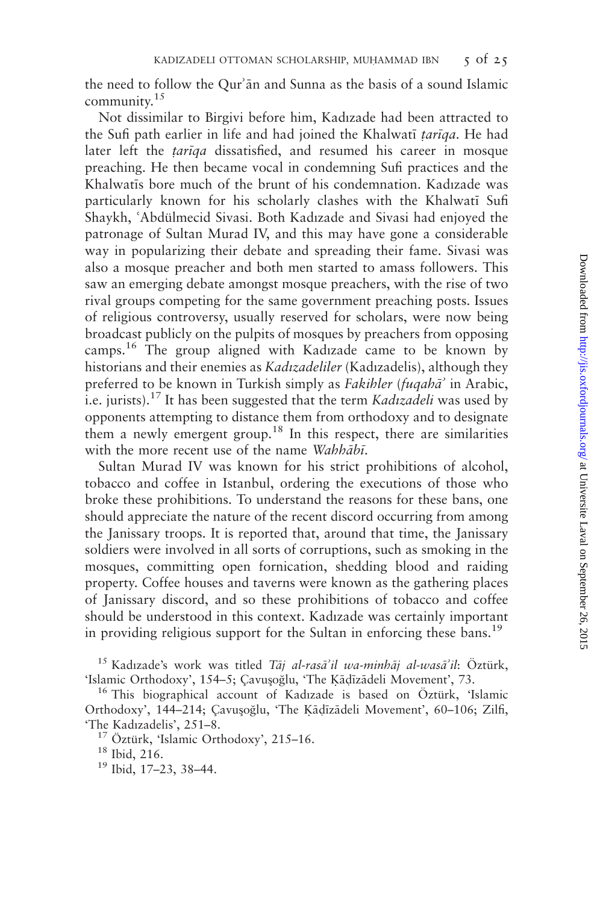the need to follow the Qurʾān and Sunna as the basis of a sound Islamic community.[15]

Not dissimilar to Birgivi before him, Kadızade had been attracted to the Sufi path earlier in life and had joined the Khalwatī *ṭarīqa*. He had later left the *ṭarīqa* dissatisfied, and resumed his career in mosque preaching. He then became vocal in condemning Sufi practices and the Khalwatīs bore much of the brunt of his condemnation. Kadızade was particularly known for his scholarly clashes with the Khalwatī Sufi Shaykh, ʿAbdülmecid Sivasi. Both Kadızade and Sivasi had enjoyed the patronage of Sultan Murad IV, and this may have gone a considerable way in popularizing their debate and spreading their fame. Sivasi was also a mosque preacher and both men started to amass followers. This saw an emerging debate amongst mosque preachers, with the rise of two rival groups competing for the same government preaching posts. Issues of religious controversy, usually reserved for scholars, were now being broadcast publicly on the pulpits of mosques by preachers from opposing camps.[16] The group aligned with Kadızade came to be known by historians and their enemies as *Kadızadeliler* (Kadızadelis), although they preferred to be known in Turkish simply as *Fakihler* (*fuqahāʾ* in Arabic, i.e. jurists).[17] It has been suggested that the term *Kadızadeli* was used by opponents attempting to distance them from orthodoxy and to designate them a newly emergent group.[18] In this respect, there are similarities with the more recent use of the name *Wahhābī*.

Sultan Murad IV was known for his strict prohibitions of alcohol, tobacco and coffee in Istanbul, ordering the executions of those who broke these prohibitions. To understand the reasons for these bans, one should appreciate the nature of the recent discord occurring from among the Janissary troops. It is reported that, around that time, the Janissary soldiers were involved in all sorts of corruptions, such as smoking in the mosques, committing open fornication, shedding blood and raiding property. Coffee houses and taverns were known as the gathering places of Janissary discord, and so these prohibitions of tobacco and coffee should be understood in this context. Kadızade was certainly important in providing religious support for the Sultan in enforcing these bans.[19]

---

[15] Kadızade's work was titled *Tāj al-rasāʾil wa-minhāj al-wasāʾil*: Öztürk, 'Islamic Orthodoxy', 154–5; Çavuşoğlu, 'The Ḳāḍīzādeli Movement', 73.

[16] This biographical account of Kadızade is based on Öztürk, 'Islamic Orthodoxy', 144–214; Çavuşoğlu, 'The Ḳāḍīzādeli Movement', 60–106; Zilfi, 'The Kadızadelis', 251–8.

[17] Öztürk, 'Islamic Orthodoxy', 215–16.

[18] Ibid, 216.

[19] Ibid, 17–23, 38–44.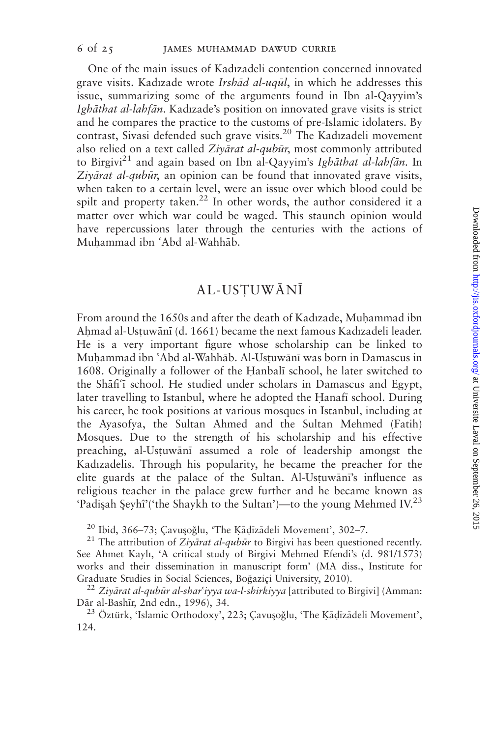One of the main issues of Kadızadeli contention concerned innovated grave visits. Kadızade wrote *Irshād al-uqūl*, in which he addresses this issue, summarizing some of the arguments found in Ibn al-Qayyim's *Ighāthat al-lahfān*. Kadızade's position on innovated grave visits is strict and he compares the practice to the customs of pre-Islamic idolaters. By contrast, Sivasi defended such grave visits.[20] The Kadızadeli movement also relied on a text called *Ziyārat al-qubūr*, most commonly attributed to Birgivi[21] and again based on Ibn al-Qayyim's *Ighāthat al-lahfān*. In *Ziyārat al-qubūr*, an opinion can be found that innovated grave visits, when taken to a certain level, were an issue over which blood could be spilt and property taken.[22] In other words, the author considered it a matter over which war could be waged. This staunch opinion would have repercussions later through the centuries with the actions of Muḥammad ibn ʿAbd al-Wahhāb.

## AL-USṬUWĀNĪ

From around the 1650s and after the death of Kadızade, Muḥammad ibn Aḥmad al-Usṭuwānī (d. 1661) became the next famous Kadızadeli leader. He is a very important figure whose scholarship can be linked to Muḥammad ibn ʿAbd al-Wahhāb. Al-Usṭuwānī was born in Damascus in 1608. Originally a follower of the Ḥanbalī school, he later switched to the Shāfiʿī school. He studied under scholars in Damascus and Egypt, later travelling to Istanbul, where he adopted the Ḥanafī school. During his career, he took positions at various mosques in Istanbul, including at the Ayasofya, the Sultan Ahmed and the Sultan Mehmed (Fatih) Mosques. Due to the strength of his scholarship and his effective preaching, al-Usṭuwānī assumed a role of leadership amongst the Kadızadelis. Through his popularity, he became the preacher for the elite guards at the palace of the Sultan. Al-Usṭuwānī's influence as religious teacher in the palace grew further and he became known as 'Padişah Şeyhî'('the Shaykh to the Sultan')—to the young Mehmed IV.[23]

---

[20] Ibid, 366–73; Çavuşoğlu, 'The Ḳāḍīzādeli Movement', 302–7.

[21] The attribution of *Ziyārat al-qubūr* to Birgivi has been questioned recently. See Ahmet Kaylı, 'A critical study of Birgivi Mehmed Efendi's (d. 981/1573) works and their dissemination in manuscript form' (MA diss., Institute for Graduate Studies in Social Sciences, Boğaziçi University, 2010).

[22] *Ziyārat al-qubūr al-sharʿiyya wa-l-shirkiyya* [attributed to Birgivi] (Amman: Dār al-Bashīr, 2nd edn., 1996), 34.

[23] Öztürk, 'Islamic Orthodoxy', 223; Çavuşoğlu, 'The Ḳāḍīzādeli Movement', 124.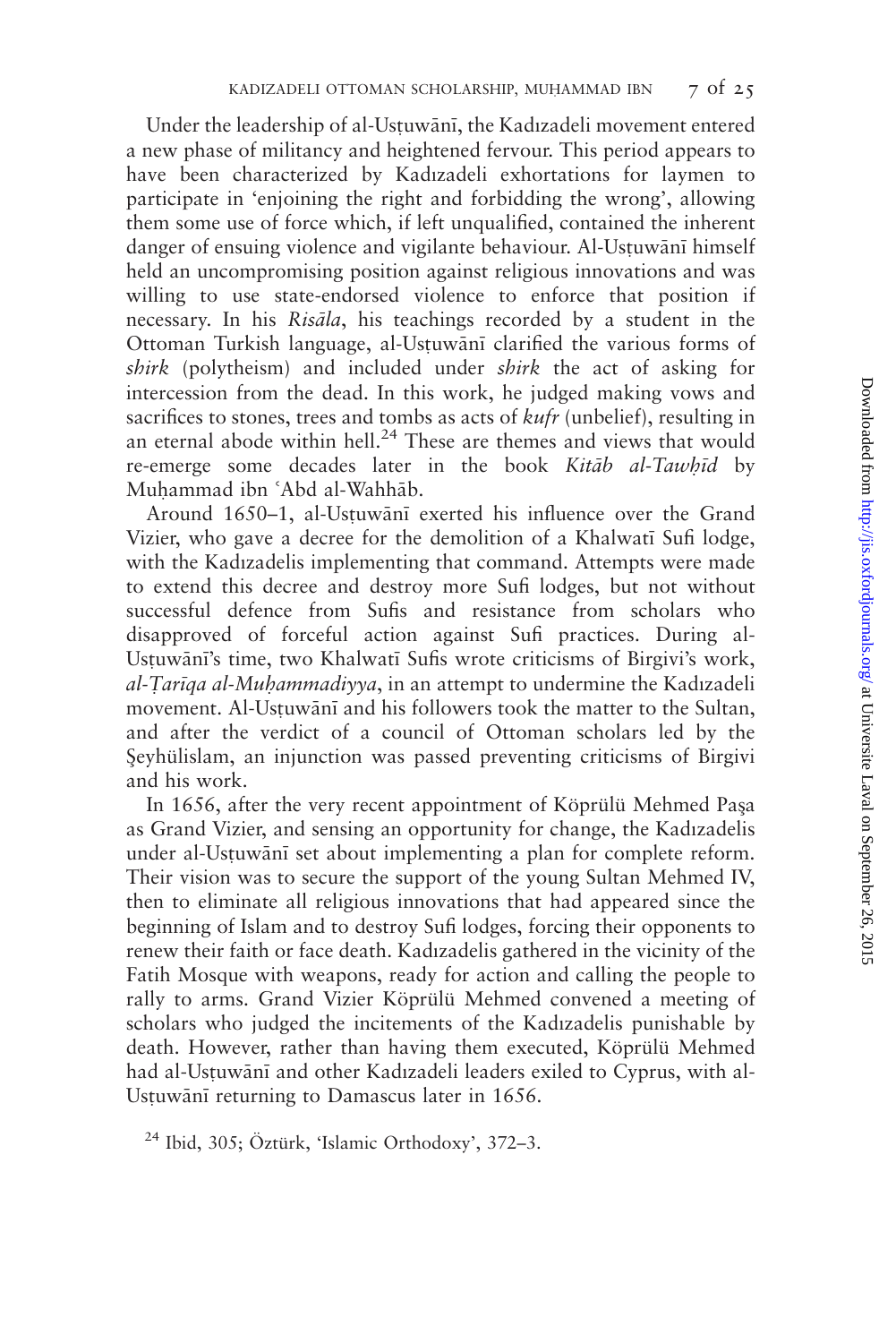Under the leadership of al-Usṭuwānī, the Kadızadeli movement entered a new phase of militancy and heightened fervour. This period appears to have been characterized by Kadızadeli exhortations for laymen to participate in 'enjoining the right and forbidding the wrong', allowing them some use of force which, if left unqualified, contained the inherent danger of ensuing violence and vigilante behaviour. Al-Usṭuwānī himself held an uncompromising position against religious innovations and was willing to use state-endorsed violence to enforce that position if necessary. In his *Risāla*, his teachings recorded by a student in the Ottoman Turkish language, al-Usṭuwānī clarified the various forms of *shirk* (polytheism) and included under *shirk* the act of asking for intercession from the dead. In this work, he judged making vows and sacrifices to stones, trees and tombs as acts of *kufr* (unbelief), resulting in an eternal abode within hell.[24] These are themes and views that would re-emerge some decades later in the book *Kitāb al-Tawḥīd* by Muḥammad ibn ʿAbd al-Wahhāb.

Around 1650–1, al-Usṭuwānī exerted his influence over the Grand Vizier, who gave a decree for the demolition of a Khalwatī Sufi lodge, with the Kadızadelis implementing that command. Attempts were made to extend this decree and destroy more Sufi lodges, but not without successful defence from Sufis and resistance from scholars who disapproved of forceful action against Sufi practices. During al-Usṭuwānī's time, two Khalwatī Sufis wrote criticisms of Birgivi's work, *al-Ṭarīqa al-Muḥammadiyya*, in an attempt to undermine the Kadızadeli movement. Al-Usṭuwānī and his followers took the matter to the Sultan, and after the verdict of a council of Ottoman scholars led by the Şeyhülislam, an injunction was passed preventing criticisms of Birgivi and his work.

In 1656, after the very recent appointment of Köprülü Mehmed Paşa as Grand Vizier, and sensing an opportunity for change, the Kadızadelis under al-Usṭuwānī set about implementing a plan for complete reform. Their vision was to secure the support of the young Sultan Mehmed IV, then to eliminate all religious innovations that had appeared since the beginning of Islam and to destroy Sufi lodges, forcing their opponents to renew their faith or face death. Kadızadelis gathered in the vicinity of the Fatih Mosque with weapons, ready for action and calling the people to rally to arms. Grand Vizier Köprülü Mehmed convened a meeting of scholars who judged the incitements of the Kadızadelis punishable by death. However, rather than having them executed, Köprülü Mehmed had al-Usṭuwānī and other Kadızadeli leaders exiled to Cyprus, with al-Usṭuwānī returning to Damascus later in 1656.

[24] Ibid, 305; Öztürk, 'Islamic Orthodoxy', 372–3.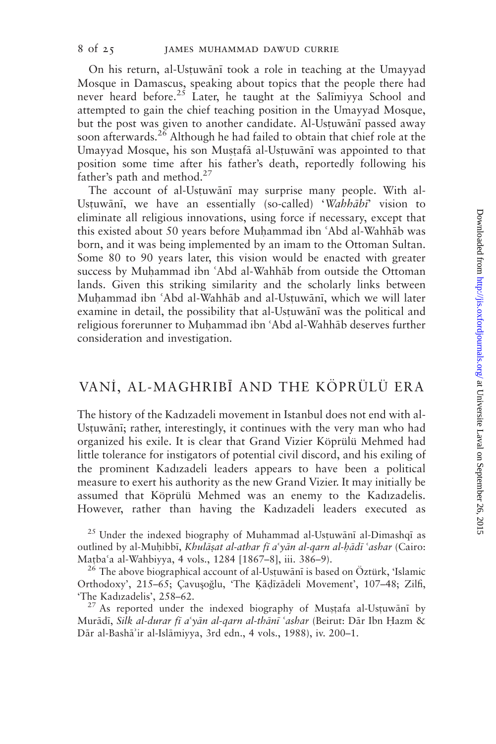On his return, al-Usṭuwānī took a role in teaching at the Umayyad Mosque in Damascus, speaking about topics that the people there had never heard before.[25] Later, he taught at the Salīmiyya School and attempted to gain the chief teaching position in the Umayyad Mosque, but the post was given to another candidate. Al-Usṭuwānī passed away soon afterwards.[26] Although he had failed to obtain that chief role at the Umayyad Mosque, his son Muṣṭafā al-Usṭuwānī was appointed to that position some time after his father's death, reportedly following his father's path and method.[27]

The account of al-Usṭuwānī may surprise many people. With al-Usṭuwānī, we have an essentially (so-called) '*Wahhābī*' vision to eliminate all religious innovations, using force if necessary, except that this existed about 50 years before Muḥammad ibn ʿAbd al-Wahhāb was born, and it was being implemented by an imam to the Ottoman Sultan. Some 80 to 90 years later, this vision would be enacted with greater success by Muḥammad ibn ʿAbd al-Wahhāb from outside the Ottoman lands. Given this striking similarity and the scholarly links between Muḥammad ibn ʿAbd al-Wahhāb and al-Usṭuwānī, which we will later examine in detail, the possibility that al-Usṭuwānī was the political and religious forerunner to Muḥammad ibn ʿAbd al-Wahhāb deserves further consideration and investigation.

## VANİ, AL-MAGHRIBĪ AND THE KÖPRÜLÜ ERA

The history of the Kadızadeli movement in Istanbul does not end with al-Usṭuwānī; rather, interestingly, it continues with the very man who had organized his exile. It is clear that Grand Vizier Köprülü Mehmed had little tolerance for instigators of potential civil discord, and his exiling of the prominent Kadızadeli leaders appears to have been a political measure to exert his authority as the new Grand Vizier. It may initially be assumed that Köprülü Mehmed was an enemy to the Kadızadelis. However, rather than having the Kadızadeli leaders executed as

[25] Under the indexed biography of Muhammad al-Usṭuwānī al-Dimashqī as outlined by al-Muḥibbī, *Khulāṣat al-athar fī aʿyān al-qarn al-ḥādī ʿashar* (Cairo: Maṭbaʿa al-Wahbiyya, 4 vols., 1284 [1867–8], iii. 386–9).

[26] The above biographical account of al-Usṭuwānī is based on Öztürk, 'Islamic Orthodoxy', 215–65; Çavuşoğlu, 'The Ḳāḍīzādeli Movement', 107–48; Zilfi, 'The Kadızadelis', 258–62.

[27] As reported under the indexed biography of Muṣṭafa al-Usṭuwānī by Murādī, *Silk al-durar fī aʿyān al-qarn al-thānī ʿashar* (Beirut: Dār Ibn Ḥazm & Dār al-Bashāʾir al-Islāmiyya, 3rd edn., 4 vols., 1988), iv. 200–1.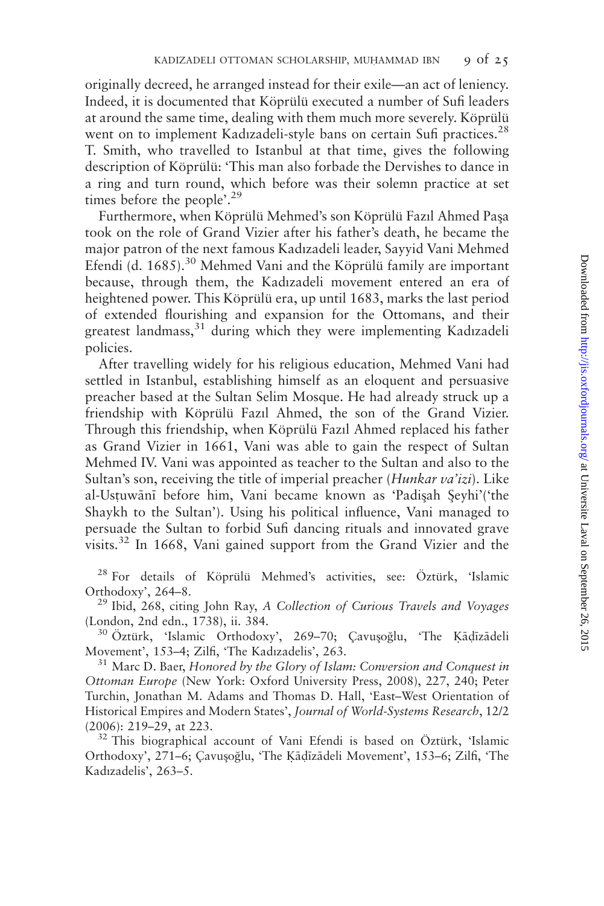originally decreed, he arranged instead for their exile—an act of leniency. Indeed, it is documented that Köprülü executed a number of Sufi leaders at around the same time, dealing with them much more severely. Köprülü went on to implement Kadızadeli-style bans on certain Sufi practices.[28] T. Smith, who travelled to Istanbul at that time, gives the following description of Köprülü: 'This man also forbade the Dervishes to dance in a ring and turn round, which before was their solemn practice at set times before the people'.[29]

Furthermore, when Köprülü Mehmed's son Köprülü Fazıl Ahmed Paşa took on the role of Grand Vizier after his father's death, he became the major patron of the next famous Kadızadeli leader, Sayyid Vani Mehmed Efendi (d. 1685).[30] Mehmed Vani and the Köprülü family are important because, through them, the Kadızadeli movement entered an era of heightened power. This Köprülü era, up until 1683, marks the last period of extended flourishing and expansion for the Ottomans, and their greatest landmass,[31] during which they were implementing Kadızadeli policies.

After travelling widely for his religious education, Mehmed Vani had settled in Istanbul, establishing himself as an eloquent and persuasive preacher based at the Sultan Selim Mosque. He had already struck up a friendship with Köprülü Fazıl Ahmed, the son of the Grand Vizier. Through this friendship, when Köprülü Fazıl Ahmed replaced his father as Grand Vizier in 1661, Vani was able to gain the respect of Sultan Mehmed IV. Vani was appointed as teacher to the Sultan and also to the Sultan's son, receiving the title of imperial preacher (*Hunkar va'izi*). Like al-Usṭuwānī before him, Vani became known as 'Padişah Şeyhi'('the Shaykh to the Sultan'). Using his political influence, Vani managed to persuade the Sultan to forbid Sufi dancing rituals and innovated grave visits.[32] In 1668, Vani gained support from the Grand Vizier and the

[28] For details of Köprülü Mehmed's activities, see: Öztürk, 'Islamic Orthodoxy', 264–8.

[29] Ibid, 268, citing John Ray, *A Collection of Curious Travels and Voyages* (London, 2nd edn., 1738), ii. 384.

[30] Öztürk, 'Islamic Orthodoxy', 269–70; Çavuşoğlu, 'The Ḳāḍīzādeli Movement', 153–4; Zilfi, 'The Kadızadelis', 263.

[31] Marc D. Baer, *Honored by the Glory of Islam: Conversion and Conquest in Ottoman Europe* (New York: Oxford University Press, 2008), 227, 240; Peter Turchin, Jonathan M. Adams and Thomas D. Hall, 'East–West Orientation of Historical Empires and Modern States', *Journal of World-Systems Research*, 12/2 (2006): 219–29, at 223.

[32] This biographical account of Vani Efendi is based on Öztürk, 'Islamic Orthodoxy', 271–6; Çavuşoğlu, 'The Ḳāḍīzādeli Movement', 153–6; Zilfi, 'The Kadızadelis', 263–5.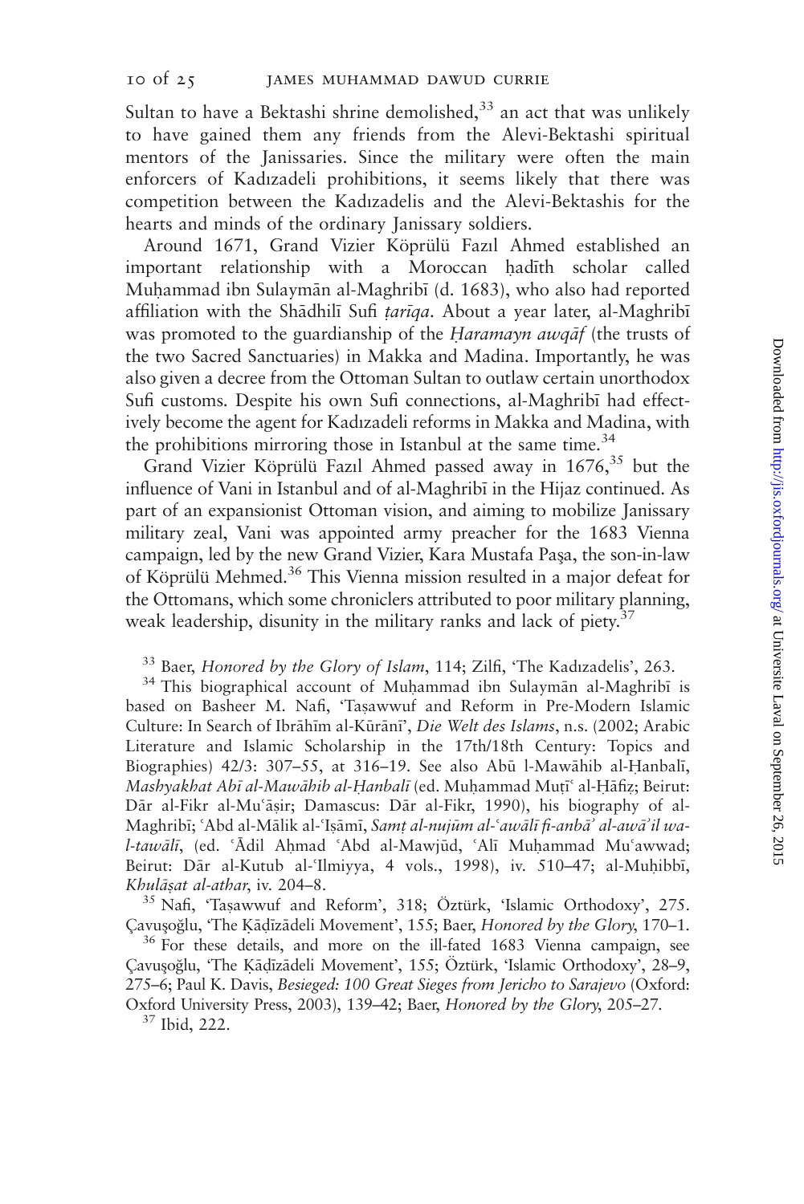Sultan to have a Bektashi shrine demolished,[33] an act that was unlikely to have gained them any friends from the Alevi-Bektashi spiritual mentors of the Janissaries. Since the military were often the main enforcers of Kadızadeli prohibitions, it seems likely that there was competition between the Kadızadelis and the Alevi-Bektashis for the hearts and minds of the ordinary Janissary soldiers.

Around 1671, Grand Vizier Köprülü Fazıl Ahmed established an important relationship with a Moroccan ḥadīth scholar called Muḥammad ibn Sulaymān al-Maghribī (d. 1683), who also had reported affiliation with the Shādhilī Sufi *ṭarīqa*. About a year later, al-Maghribī was promoted to the guardianship of the *Ḥaramayn awqāf* (the trusts of the two Sacred Sanctuaries) in Makka and Madina. Importantly, he was also given a decree from the Ottoman Sultan to outlaw certain unorthodox Sufi customs. Despite his own Sufi connections, al-Maghribī had effectively become the agent for Kadızadeli reforms in Makka and Madina, with the prohibitions mirroring those in Istanbul at the same time.[34]

Grand Vizier Köprülü Fazıl Ahmed passed away in 1676,[35] but the influence of Vani in Istanbul and of al-Maghribī in the Hijaz continued. As part of an expansionist Ottoman vision, and aiming to mobilize Janissary military zeal, Vani was appointed army preacher for the 1683 Vienna campaign, led by the new Grand Vizier, Kara Mustafa Paşa, the son-in-law of Köprülü Mehmed.[36] This Vienna mission resulted in a major defeat for the Ottomans, which some chroniclers attributed to poor military planning, weak leadership, disunity in the military ranks and lack of piety.[37]

[33] Baer, *Honored by the Glory of Islam*, 114; Zilfi, 'The Kadızadelis', 263.

[34] This biographical account of Muḥammad ibn Sulaymān al-Maghribī is based on Basheer M. Nafi, 'Taṣawwuf and Reform in Pre-Modern Islamic Culture: In Search of Ibrāhīm al-Kūrānī', *Die Welt des Islams*, n.s. (2002; Arabic Literature and Islamic Scholarship in the 17th/18th Century: Topics and Biographies) 42/3: 307–55, at 316–19. See also Abū l-Mawāhib al-Ḥanbalī, *Mashyakhat Abī al-Mawāhib al-Ḥanbalī* (ed. Muḥammad Muṭīʿ al-Ḥāfiẓ; Beirut: Dār al-Fikr al-Muʿāṣir; Damascus: Dār al-Fikr, 1990), his biography of al-Maghribī; ʿAbd al-Mālik al-ʿIṣāmī, *Samṭ al-nujūm al-ʿawālī fi-anbāʾ al-awāʾil wa-l-tawālī*, (ed. ʿĀdil Aḥmad ʿAbd al-Mawjūd, ʿAlī Muḥammad Muʿawwad; Beirut: Dār al-Kutub al-ʿIlmiyya, 4 vols., 1998), iv. 510–47; al-Muḥibbī, *Khulāṣat al-athar*, iv. 204–8.

[35] Nafi, 'Taṣawwuf and Reform', 318; Öztürk, 'Islamic Orthodoxy', 275. Çavuşoğlu, 'The Ḳāḍīzādeli Movement', 155; Baer, *Honored by the Glory*, 170–1.

[36] For these details, and more on the ill-fated 1683 Vienna campaign, see Çavuşoğlu, 'The Ḳāḍīzādeli Movement', 155; Öztürk, 'Islamic Orthodoxy', 28–9, 275–6; Paul K. Davis, *Besieged: 100 Great Sieges from Jericho to Sarajevo* (Oxford: Oxford University Press, 2003), 139–42; Baer, *Honored by the Glory*, 205–27.

[37] Ibid, 222.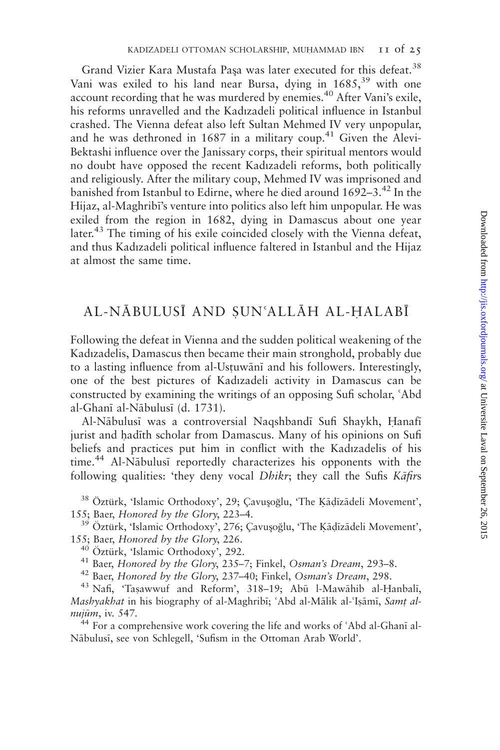Grand Vizier Kara Mustafa Paşa was later executed for this defeat.[38] Vani was exiled to his land near Bursa, dying in 1685,[39] with one account recording that he was murdered by enemies.[40] After Vani's exile, his reforms unravelled and the Kadızadeli political influence in Istanbul crashed. The Vienna defeat also left Sultan Mehmed IV very unpopular, and he was dethroned in 1687 in a military coup.[41] Given the Alevi-Bektashi influence over the Janissary corps, their spiritual mentors would no doubt have opposed the recent Kadızadeli reforms, both politically and religiously. After the military coup, Mehmed IV was imprisoned and banished from Istanbul to Edirne, where he died around 1692–3.[42] In the Hijaz, al-Maghribī's venture into politics also left him unpopular. He was exiled from the region in 1682, dying in Damascus about one year later.[43] The timing of his exile coincided closely with the Vienna defeat, and thus Kadızadeli political influence faltered in Istanbul and the Hijaz at almost the same time.

## AL-NĀBULUSĪ AND ṢUNʿALLĀH AL-ḤALABĪ

Following the defeat in Vienna and the sudden political weakening of the Kadızadelis, Damascus then became their main stronghold, probably due to a lasting influence from al-Usṭuwānī and his followers. Interestingly, one of the best pictures of Kadızadeli activity in Damascus can be constructed by examining the writings of an opposing Sufi scholar, ʿAbd al-Ghanī al-Nābulusī (d. 1731).

Al-Nābulusī was a controversial Naqshbandī Sufi Shaykh, Ḥanafī jurist and ḥadīth scholar from Damascus. Many of his opinions on Sufi beliefs and practices put him in conflict with the Kadızadelis of his time.[44] Al-Nābulusī reportedly characterizes his opponents with the following qualities: 'they deny vocal *Dhikr*; they call the Sufis *Kāfir*s

---

[38] Öztürk, 'Islamic Orthodoxy', 29; Çavuşoğlu, 'The Ḳāḍīzādeli Movement', 155; Baer, *Honored by the Glory*, 223–4.

[39] Öztürk, 'Islamic Orthodoxy', 276; Çavuşoğlu, 'The Ḳāḍīzādeli Movement', 155; Baer, *Honored by the Glory*, 226.

[40] Öztürk, 'Islamic Orthodoxy', 292.

[41] Baer, *Honored by the Glory*, 235–7; Finkel, *Osman's Dream*, 293–8.

[42] Baer, *Honored by the Glory*, 237–40; Finkel, *Osman's Dream*, 298.

[43] Nafi, 'Taṣawwuf and Reform', 318–19; Abū l-Mawāhib al-Ḥanbalī, *Mashyakhat* in his biography of al-Maghribī; ʿAbd al-Mālik al-ʿIṣāmī, *Samṭ al-nujūm*, iv. 547.

[44] For a comprehensive work covering the life and works of ʿAbd al-Ghanī al-Nābulusī, see von Schlegell, 'Sufism in the Ottoman Arab World'.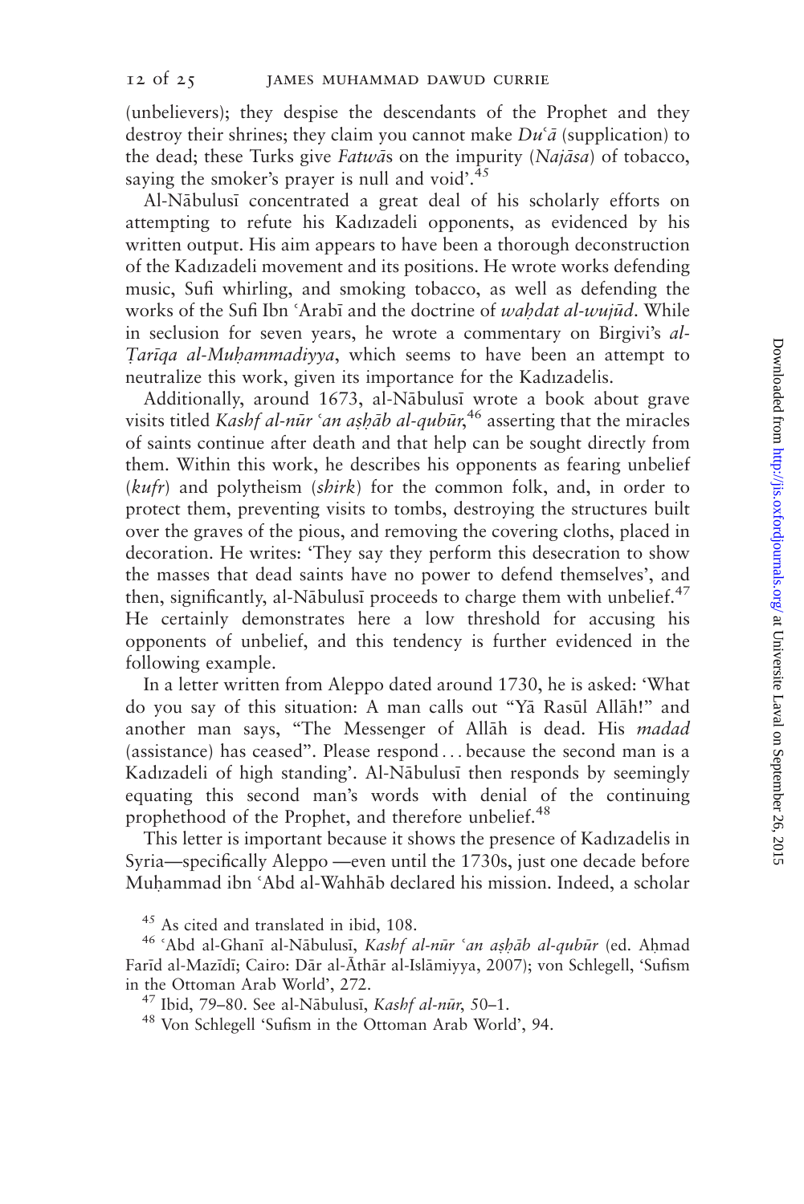(unbelievers); they despise the descendants of the Prophet and they destroy their shrines; they claim you cannot make *Duʿā* (supplication) to the dead; these Turks give *Fatwā*s on the impurity (*Najāsa*) of tobacco, saying the smoker's prayer is null and void'.[45]

Al-Nābulusī concentrated a great deal of his scholarly efforts on attempting to refute his Kadızadeli opponents, as evidenced by his written output. His aim appears to have been a thorough deconstruction of the Kadızadeli movement and its positions. He wrote works defending music, Sufi whirling, and smoking tobacco, as well as defending the works of the Sufi Ibn ʿArabī and the doctrine of *waḥdat al-wujūd*. While in seclusion for seven years, he wrote a commentary on Birgivi's *al-Ṭarīqa al-Muḥammadiyya*, which seems to have been an attempt to neutralize this work, given its importance for the Kadızadelis.

Additionally, around 1673, al-Nābulusī wrote a book about grave visits titled *Kashf al-nūr ʿan aṣḥāb al-qubūr*,[46] asserting that the miracles of saints continue after death and that help can be sought directly from them. Within this work, he describes his opponents as fearing unbelief (*kufr*) and polytheism (*shirk*) for the common folk, and, in order to protect them, preventing visits to tombs, destroying the structures built over the graves of the pious, and removing the covering cloths, placed in decoration. He writes: 'They say they perform this desecration to show the masses that dead saints have no power to defend themselves', and then, significantly, al-Nābulusī proceeds to charge them with unbelief.[47] He certainly demonstrates here a low threshold for accusing his opponents of unbelief, and this tendency is further evidenced in the following example.

In a letter written from Aleppo dated around 1730, he is asked: 'What do you say of this situation: A man calls out "Yā Rasūl Allāh!" and another man says, "The Messenger of Allāh is dead. His *madad* (assistance) has ceased". Please respond ... because the second man is a Kadızadeli of high standing'. Al-Nābulusī then responds by seemingly equating this second man's words with denial of the continuing prophethood of the Prophet, and therefore unbelief.[48]

This letter is important because it shows the presence of Kadızadelis in Syria—specifically Aleppo —even until the 1730s, just one decade before Muḥammad ibn ʿAbd al-Wahhāb declared his mission. Indeed, a scholar

[45] As cited and translated in ibid, 108.

[46] ʿAbd al-Ghanī al-Nābulusī, *Kashf al-nūr ʿan aṣḥāb al-qubūr* (ed. Aḥmad Farīd al-Mazīdī; Cairo: Dār al-Āthār al-Islāmiyya, 2007); von Schlegell, 'Sufism in the Ottoman Arab World', 272.

[47] Ibid, 79–80. See al-Nābulusī, *Kashf al-nūr*, 50–1.

[48] Von Schlegell 'Sufism in the Ottoman Arab World', 94.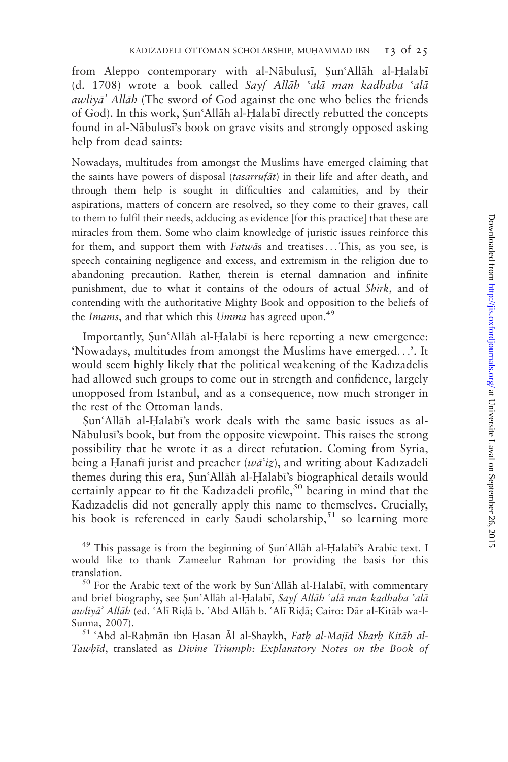from Aleppo contemporary with al-Nābulusī, Ṣunʿallāh al-Ḥalabī (d. 1708) wrote a book called *Sayf Allāh ʿalā man kadhaba ʿalā awliyāʾ Allāh* (The sword of God against the one who belies the friends of God). In this work, Ṣunʿallāh al-Ḥalabī directly rebutted the concepts found in al-Nābulusī's book on grave visits and strongly opposed asking help from dead saints:

> Nowadays, multitudes from amongst the Muslims have emerged claiming that the saints have powers of disposal (*tasarrufāt*) in their life and after death, and through them help is sought in difficulties and calamities, and by their aspirations, matters of concern are resolved, so they come to their graves, call to them to fulfil their needs, adducing as evidence [for this practice] that these are miracles from them. Some who claim knowledge of juristic issues reinforce this for them, and support them with *Fatwā*s and treatises ... This, as you see, is speech containing negligence and excess, and extremism in the religion due to abandoning precaution. Rather, therein is eternal damnation and infinite punishment, due to what it contains of the odours of actual *Shirk*, and of contending with the authoritative Mighty Book and opposition to the beliefs of the *Imams*, and that which this *Umma* has agreed upon.[49]

Importantly, Ṣunʿallāh al-Ḥalabī is here reporting a new emergence: 'Nowadays, multitudes from amongst the Muslims have emerged...'. It would seem highly likely that the political weakening of the Kadızadelis had allowed such groups to come out in strength and confidence, largely unopposed from Istanbul, and as a consequence, now much stronger in the rest of the Ottoman lands.

Ṣunʿallāh al-Ḥalabī's work deals with the same basic issues as al-Nābulusī's book, but from the opposite viewpoint. This raises the strong possibility that he wrote it as a direct refutation. Coming from Syria, being a Ḥanafī jurist and preacher (*wāʿiẓ*), and writing about Kadızadeli themes during this era, Ṣunʿallāh al-Ḥalabī's biographical details would certainly appear to fit the Kadızadeli profile,[50] bearing in mind that the Kadızadelis did not generally apply this name to themselves. Crucially, his book is referenced in early Saudi scholarship,[51] so learning more

---

[49] This passage is from the beginning of Ṣunʿallāh al-Ḥalabī's Arabic text. I would like to thank Zameelur Rahman for providing the basis for this translation.

[50] For the Arabic text of the work by Ṣunʿallāh al-Ḥalabī, with commentary and brief biography, see Ṣunʿallāh al-Ḥalabī, *Sayf Allāh ʿalā man kadhaba ʿalā awliyāʾ Allāh* (ed. ʿAlī Riḍā b. ʿAbd Allāh b. ʿAlī Riḍā; Cairo: Dār al-Kitāb wa-l-Sunna, 2007).

[51] ʿAbd al-Raḥmān ibn Ḥasan Āl al-Shaykh, *Fatḥ al-Majīd Sharḥ Kitāb al-Tawḥīd*, translated as *Divine Triumph: Explanatory Notes on the Book of*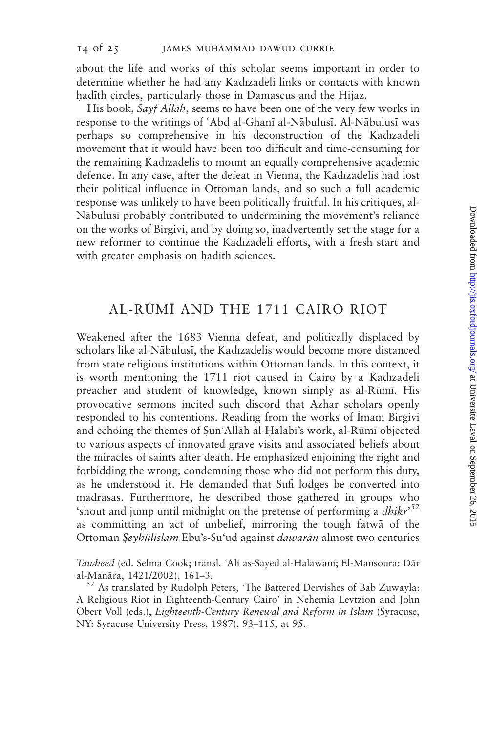about the life and works of this scholar seems important in order to determine whether he had any Kadızadeli links or contacts with known ḥadīth circles, particularly those in Damascus and the Hijaz.

His book, *Sayf Allāh*, seems to have been one of the very few works in response to the writings of ʿAbd al-Ghanī al-Nābulusī. Al-Nābulusī was perhaps so comprehensive in his deconstruction of the Kadızadeli movement that it would have been too difficult and time-consuming for the remaining Kadızadelis to mount an equally comprehensive academic defence. In any case, after the defeat in Vienna, the Kadızadelis had lost their political influence in Ottoman lands, and so such a full academic response was unlikely to have been politically fruitful. In his critiques, al-Nābulusī probably contributed to undermining the movement's reliance on the works of Birgivi, and by doing so, inadvertently set the stage for a new reformer to continue the Kadızadeli efforts, with a fresh start and with greater emphasis on ḥadīth sciences.

## AL-RŪMĪ AND THE 1711 CAIRO RIOT

Weakened after the 1683 Vienna defeat, and politically displaced by scholars like al-Nābulusī, the Kadızadelis would become more distanced from state religious institutions within Ottoman lands. In this context, it is worth mentioning the 1711 riot caused in Cairo by a Kadızadeli preacher and student of knowledge, known simply as al-Rūmī. His provocative sermons incited such discord that Azhar scholars openly responded to his contentions. Reading from the works of İmam Birgivi and echoing the themes of Ṣunʿ Allāh al-Ḥalabī's work, al-Rūmī objected to various aspects of innovated grave visits and associated beliefs about the miracles of saints after death. He emphasized enjoining the right and forbidding the wrong, condemning those who did not perform this duty, as he understood it. He demanded that Sufi lodges be converted into madrasas. Furthermore, he described those gathered in groups who 'shout and jump until midnight on the pretense of performing a *dhikr*'[52] as committing an act of unbelief, mirroring the tough fatwā of the Ottoman *Şeyhülislam* Ebu's-Su'ud against *dawarān* almost two centuries

---

*Tawheed* (ed. Selma Cook; transl. ʿAli as-Sayed al-Halawani; El-Mansoura: Dār al-Manāra, 1421/2002), 161–3.

[52] As translated by Rudolph Peters, 'The Battered Dervishes of Bab Zuwayla: A Religious Riot in Eighteenth-Century Cairo' in Nehemia Levtzion and John Obert Voll (eds.), *Eighteenth-Century Renewal and Reform in Islam* (Syracuse, NY: Syracuse University Press, 1987), 93–115, at 95.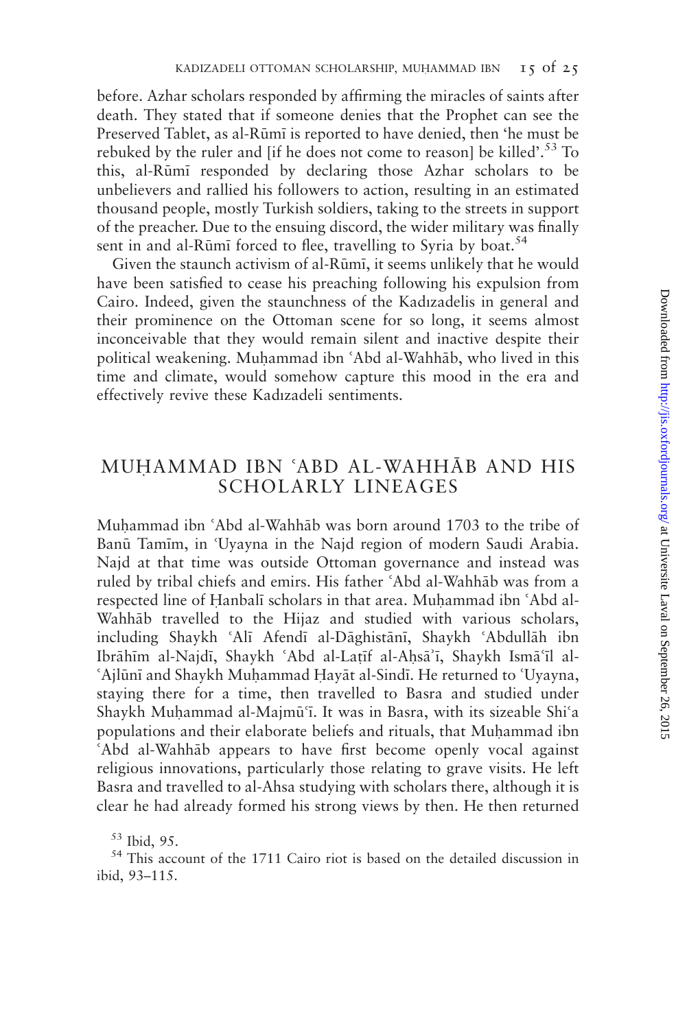before. Azhar scholars responded by affirming the miracles of saints after death. They stated that if someone denies that the Prophet can see the Preserved Tablet, as al-Rūmī is reported to have denied, then 'he must be rebuked by the ruler and [if he does not come to reason] be killed'.[53] To this, al-Rūmī responded by declaring those Azhar scholars to be unbelievers and rallied his followers to action, resulting in an estimated thousand people, mostly Turkish soldiers, taking to the streets in support of the preacher. Due to the ensuing discord, the wider military was finally sent in and al-Rūmī forced to flee, travelling to Syria by boat.[54]

Given the staunch activism of al-Rūmī, it seems unlikely that he would have been satisfied to cease his preaching following his expulsion from Cairo. Indeed, given the staunchness of the Kadızadelis in general and their prominence on the Ottoman scene for so long, it seems almost inconceivable that they would remain silent and inactive despite their political weakening. Muḥammad ibn ʿAbd al-Wahhāb, who lived in this time and climate, would somehow capture this mood in the era and effectively revive these Kadızadeli sentiments.

## MUḤAMMAD IBN ʿABD AL-WAHHĀB AND HIS SCHOLARLY LINEAGES

Muḥammad ibn ʿAbd al-Wahhāb was born around 1703 to the tribe of Banū Tamīm, in ʿUyayna in the Najd region of modern Saudi Arabia. Najd at that time was outside Ottoman governance and instead was ruled by tribal chiefs and emirs. His father ʿAbd al-Wahhāb was from a respected line of Ḥanbalī scholars in that area. Muḥammad ibn ʿAbd al-Wahhāb travelled to the Hijaz and studied with various scholars, including Shaykh ʿAlī Afendī al-Dāghistānī, Shaykh ʿAbdullāh ibn Ibrāhīm al-Najdī, Shaykh ʿAbd al-Laṭīf al-Aḥsāʾī, Shaykh Ismāʿīl al-ʿAjlūnī and Shaykh Muḥammad Ḥayāt al-Sindī. He returned to ʿUyayna, staying there for a time, then travelled to Basra and studied under Shaykh Muḥammad al-Majmūʿī. It was in Basra, with its sizeable Shiʿa populations and their elaborate beliefs and rituals, that Muḥammad ibn ʿAbd al-Wahhāb appears to have first become openly vocal against religious innovations, particularly those relating to grave visits. He left Basra and travelled to al-Ahsa studying with scholars there, although it is clear he had already formed his strong views by then. He then returned

[53] Ibid, 95.

[54] This account of the 1711 Cairo riot is based on the detailed discussion in ibid, 93–115.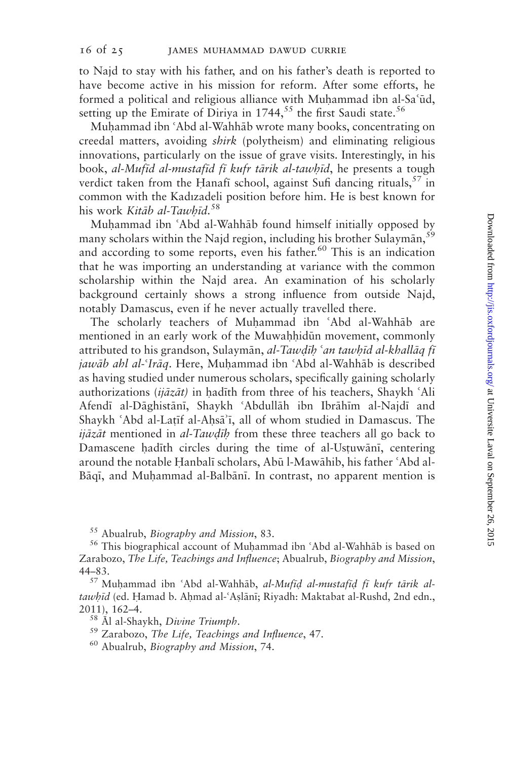to Najd to stay with his father, and on his father's death is reported to have become active in his mission for reform. After some efforts, he formed a political and religious alliance with Muḥammad ibn al-Saʿūd, setting up the Emirate of Diriya in 1744,[55] the first Saudi state.[56]

Muḥammad ibn ʿAbd al-Wahhāb wrote many books, concentrating on creedal matters, avoiding *shirk* (polytheism) and eliminating religious innovations, particularly on the issue of grave visits. Interestingly, in his book, *al-Mufīd al-mustafīd fī kufr tārik al-tawḥīd*, he presents a tough verdict taken from the Ḥanafī school, against Sufi dancing rituals,[57] in common with the Kadızadeli position before him. He is best known for his work *Kitāb al-Tawḥīd*.[58]

Muḥammad ibn ʿAbd al-Wahhāb found himself initially opposed by many scholars within the Najd region, including his brother Sulaymān,[59] and according to some reports, even his father.[60] This is an indication that he was importing an understanding at variance with the common scholarship within the Najd area. An examination of his scholarly background certainly shows a strong influence from outside Najd, notably Damascus, even if he never actually travelled there.

The scholarly teachers of Muḥammad ibn ʿAbd al-Wahhāb are mentioned in an early work of the Muwaḥḥidūn movement, commonly attributed to his grandson, Sulaymān, *al-Tawḍīḥ ʿan tawḥīd al-khallāq fī jawāb ahl al-ʿIrāq*. Here, Muḥammad ibn ʿAbd al-Wahhāb is described as having studied under numerous scholars, specifically gaining scholarly authorizations (*ijāzāt)* in ḥadīth from three of his teachers, Shaykh ʿAli Afendī al-Dāghistānī, Shaykh ʿAbdullāh ibn Ibrāhīm al-Najdī and Shaykh ʿAbd al-Laṭīf al-Aḥsāʾī, all of whom studied in Damascus. The *ijāzāt* mentioned in *al-Tawḍīḥ* from these three teachers all go back to Damascene ḥadīth circles during the time of al-Usṭuwānī, centering around the notable Ḥanbalī scholars, Abū l-Mawāhib, his father ʿAbd al-Bāqī, and Muḥammad al-Balbānī. In contrast, no apparent mention is

[55] Abualrub, *Biography and Mission*, 83.

[56] This biographical account of Muḥammad ibn ʿAbd al-Wahhāb is based on Zarabozo, *The Life, Teachings and Influence*; Abualrub, *Biography and Mission*, 44–83.

[57] Muḥammad ibn ʿAbd al-Wahhāb, *al-Mufīḍ al-mustafīḍ fī kufr tārik al-tawḥīd* (ed. Ḥamad b. Aḥmad al-ʿAṣlānī; Riyadh: Maktabat al-Rushd, 2nd edn., 2011), 162–4.

[58] Āl al-Shaykh, *Divine Triumph*.

[59] Zarabozo, *The Life, Teachings and Influence*, 47.

[60] Abualrub, *Biography and Mission*, 74.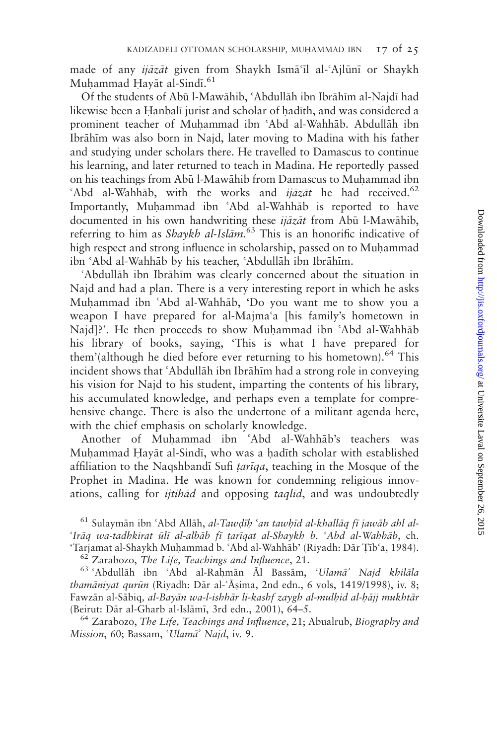made of any *ijāzāt* given from Shaykh Ismāʿīl al-ʿAjlūnī or Shaykh Muḥammad Ḥayāt al-Sindī.[61]

Of the students of Abū l-Mawāhib, ʿAbdullāh ibn Ibrāhīm al-Najdī had likewise been a Ḥanbalī jurist and scholar of ḥadīth, and was considered a prominent teacher of Muḥammad ibn ʿAbd al-Wahhāb. Abdullāh ibn Ibrāhīm was also born in Najd, later moving to Madina with his father and studying under scholars there. He travelled to Damascus to continue his learning, and later returned to teach in Madina. He reportedly passed on his teachings from Abū l-Mawāhib from Damascus to Muḥammad ibn ʿAbd al-Wahhāb, with the works and *ijāzāt* he had received.[62] Importantly, Muḥammad ibn ʿAbd al-Wahhāb is reported to have documented in his own handwriting these *ijāzāt* from Abū l-Mawāhib, referring to him as *Shaykh al-Islām*.[63] This is an honorific indicative of high respect and strong influence in scholarship, passed on to Muḥammad ibn ʿAbd al-Wahhāb by his teacher, ʿAbdullāh ibn Ibrāhīm.

ʿAbdullāh ibn Ibrāhīm was clearly concerned about the situation in Najd and had a plan. There is a very interesting report in which he asks Muḥammad ibn ʿAbd al-Wahhāb, 'Do you want me to show you a weapon I have prepared for al-Majmaʿa [his family's hometown in Najd]?'. He then proceeds to show Muḥammad ibn ʿAbd al-Wahhāb his library of books, saying, 'This is what I have prepared for them'(although he died before ever returning to his hometown).[64] This incident shows that ʿAbdullāh ibn Ibrāhīm had a strong role in conveying his vision for Najd to his student, imparting the contents of his library, his accumulated knowledge, and perhaps even a template for comprehensive change. There is also the undertone of a militant agenda here, with the chief emphasis on scholarly knowledge.

Another of Muḥammad ibn ʿAbd al-Wahhāb's teachers was Muḥammad Ḥayāt al-Sindī, who was a ḥadīth scholar with established affiliation to the Naqshbandī Sufi *ṭarīqa*, teaching in the Mosque of the Prophet in Madina. He was known for condemning religious innovations, calling for *ijtihād* and opposing *taqlīd*, and was undoubtedly

[61] Sulaymān ibn ʿAbd Allāh, *al-Tawḍīḥ ʿan tawḥīd al-khallāq fī jawāb ahl al-ʿIrāq wa-tadhkirat ūlī al-albāb fī ṭarīqat al-Shaykh b. ʿAbd al-Wahhāb*, ch. 'Tarjamat al-Shaykh Muḥammad b. ʿAbd al-Wahhāb' (Riyadh: Dār Ṭībʿa, 1984).

[62] Zarabozo, *The Life, Teachings and Influence*, 21.

[63] ʿAbdullāh ibn ʿAbd al-Raḥmān Āl Bassām, *ʿUlamāʾ Najd khilāla thamāniyat qurūn* (Riyadh: Dār al-ʿĀṣima, 2nd edn., 6 vols, 1419/1998), iv. 8; Fawzān al-Sābiq, *al-Bayān wa-l-ishhār li-kashf zaygh al-mulḥid al-ḥājj mukhtār* (Beirut: Dār al-Gharb al-Islāmī, 3rd edn., 2001), 64–5.

[64] Zarabozo, *The Life, Teachings and Influence*, 21; Abualrub, *Biography and Mission*, 60; Bassam, *ʿUlamāʾ Najd*, iv. 9.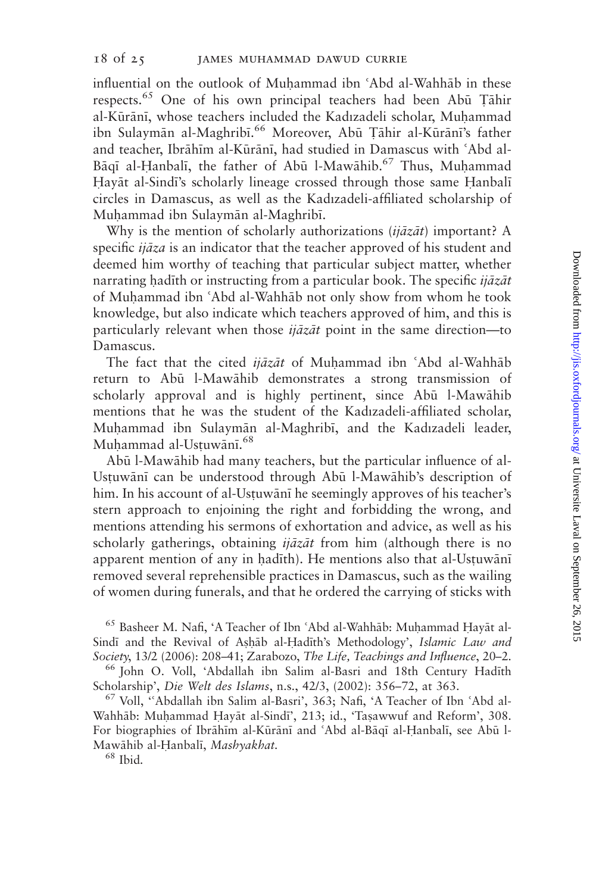influential on the outlook of Muḥammad ibn ʿAbd al-Wahhāb in these respects.[65] One of his own principal teachers had been Abū Ṭāhir al-Kūrānī, whose teachers included the Kadızadeli scholar, Muḥammad ibn Sulaymān al-Maghribī.[66] Moreover, Abū Ṭāhir al-Kūrānī's father and teacher, Ibrāhīm al-Kūrānī, had studied in Damascus with ʿAbd al-Bāqī al-Ḥanbalī, the father of Abū l-Mawāhib.[67] Thus, Muḥammad Ḥayāt al-Sindī's scholarly lineage crossed through those same Ḥanbalī circles in Damascus, as well as the Kadızadeli-affiliated scholarship of Muḥammad ibn Sulaymān al-Maghribī.

Why is the mention of scholarly authorizations (*ijāzāt*) important? A specific *ijāza* is an indicator that the teacher approved of his student and deemed him worthy of teaching that particular subject matter, whether narrating ḥadīth or instructing from a particular book. The specific *ijāzāt* of Muḥammad ibn ʿAbd al-Wahhāb not only show from whom he took knowledge, but also indicate which teachers approved of him, and this is particularly relevant when those *ijāzāt* point in the same direction—to Damascus.

The fact that the cited *ijāzāt* of Muḥammad ibn ʿAbd al-Wahhāb return to Abū l-Mawāhib demonstrates a strong transmission of scholarly approval and is highly pertinent, since Abū l-Mawāhib mentions that he was the student of the Kadızadeli-affiliated scholar, Muḥammad ibn Sulaymān al-Maghribī, and the Kadızadeli leader, Muḥammad al-Usṭuwānī.[68]

Abū l-Mawāhib had many teachers, but the particular influence of al-Usṭuwānī can be understood through Abū l-Mawāhib's description of him. In his account of al-Usṭuwānī he seemingly approves of his teacher's stern approach to enjoining the right and forbidding the wrong, and mentions attending his sermons of exhortation and advice, as well as his scholarly gatherings, obtaining *ijāzāt* from him (although there is no apparent mention of any in ḥadīth). He mentions also that al-Usṭuwānī removed several reprehensible practices in Damascus, such as the wailing of women during funerals, and that he ordered the carrying of sticks with

[65] Basheer M. Nafi, 'A Teacher of Ibn ʿAbd al-Wahhāb: Muḥammad Ḥayāt al-Sindī and the Revival of Aṣḥāb al-Ḥadīth's Methodology', *Islamic Law and Society*, 13/2 (2006): 208–41; Zarabozo, *The Life, Teachings and Influence*, 20–2.

[66] John O. Voll, 'Abdallah ibn Salim al-Basri and 18th Century Hadīth Scholarship', *Die Welt des Islams*, n.s., 42/3, (2002): 356–72, at 363.

[67] Voll, ''Abdallah ibn Salim al-Basri', 363; Nafi, 'A Teacher of Ibn ʿAbd al-Wahhāb: Muḥammad Ḥayāt al-Sindī', 213; id., 'Taṣawwuf and Reform', 308. For biographies of Ibrāhīm al-Kūrānī and ʿAbd al-Bāqī al-Ḥanbalī, see Abū l-Mawāhib al-Ḥanbalī, *Mashyakhat*.

[68] Ibid.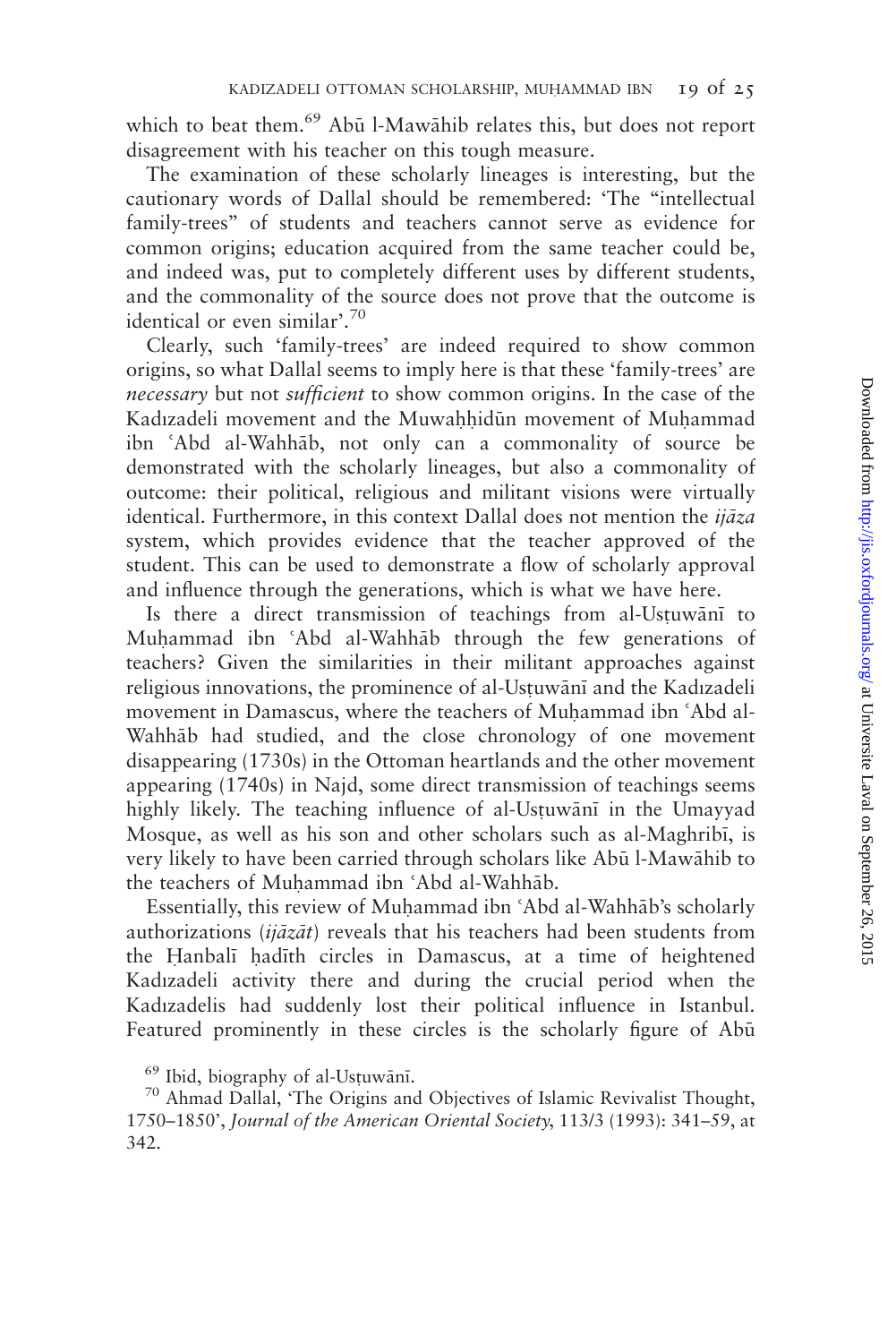which to beat them.[69] Abū l-Mawāhib relates this, but does not report disagreement with his teacher on this tough measure.

The examination of these scholarly lineages is interesting, but the cautionary words of Dallal should be remembered: 'The "intellectual family-trees" of students and teachers cannot serve as evidence for common origins; education acquired from the same teacher could be, and indeed was, put to completely different uses by different students, and the commonality of the source does not prove that the outcome is identical or even similar'.[70]

Clearly, such 'family-trees' are indeed required to show common origins, so what Dallal seems to imply here is that these 'family-trees' are *necessary* but not *sufficient* to show common origins. In the case of the Kadızadeli movement and the Muwaḥḥidūn movement of Muḥammad ibn ʿAbd al-Wahhāb, not only can a commonality of source be demonstrated with the scholarly lineages, but also a commonality of outcome: their political, religious and militant visions were virtually identical. Furthermore, in this context Dallal does not mention the *ijāza* system, which provides evidence that the teacher approved of the student. This can be used to demonstrate a flow of scholarly approval and influence through the generations, which is what we have here.

Is there a direct transmission of teachings from al-Usṭuwānī to Muḥammad ibn ʿAbd al-Wahhāb through the few generations of teachers? Given the similarities in their militant approaches against religious innovations, the prominence of al-Usṭuwānī and the Kadızadeli movement in Damascus, where the teachers of Muḥammad ibn ʿAbd al-Wahhāb had studied, and the close chronology of one movement disappearing (1730s) in the Ottoman heartlands and the other movement appearing (1740s) in Najd, some direct transmission of teachings seems highly likely. The teaching influence of al-Usṭuwānī in the Umayyad Mosque, as well as his son and other scholars such as al-Maghribī, is very likely to have been carried through scholars like Abū l-Mawāhib to the teachers of Muḥammad ibn ʿAbd al-Wahhāb.

Essentially, this review of Muḥammad ibn ʿAbd al-Wahhāb's scholarly authorizations (*ijāzāt*) reveals that his teachers had been students from the Ḥanbalī ḥadīth circles in Damascus, at a time of heightened Kadızadeli activity there and during the crucial period when the Kadızadelis had suddenly lost their political influence in Istanbul. Featured prominently in these circles is the scholarly figure of Abū

[69] Ibid, biography of al-Usṭuwānī.

[70] Ahmad Dallal, 'The Origins and Objectives of Islamic Revivalist Thought, 1750–1850', *Journal of the American Oriental Society*, 113/3 (1993): 341–59, at 342.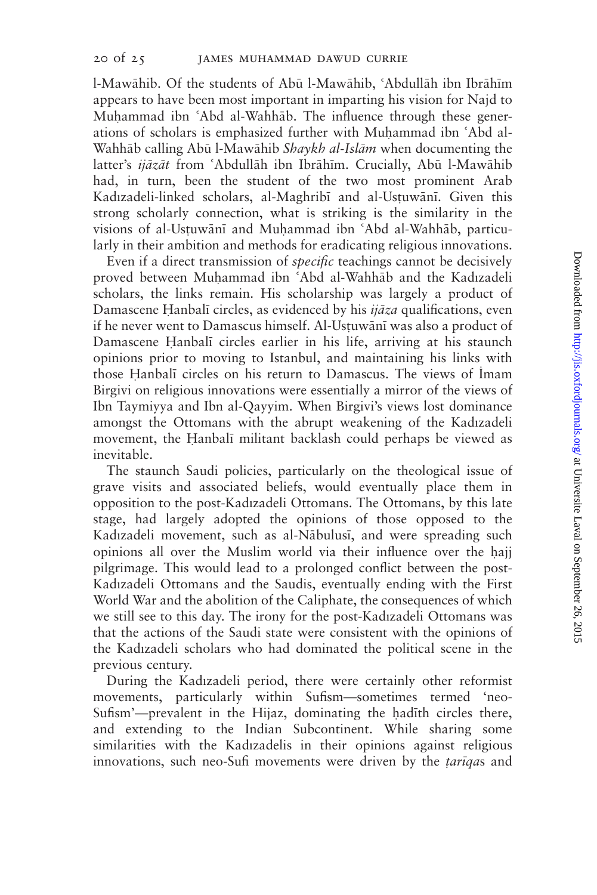l-Mawāhib. Of the students of Abū l-Mawāhib, ʿAbdullāh ibn Ibrāhīm appears to have been most important in imparting his vision for Najd to Muḥammad ibn ʿAbd al-Wahhāb. The influence through these generations of scholars is emphasized further with Muḥammad ibn ʿAbd al-Wahhāb calling Abū l-Mawāhib *Shaykh al-Islām* when documenting the latter's *ijāzāt* from ʿAbdullāh ibn Ibrāhīm. Crucially, Abū l-Mawāhib had, in turn, been the student of the two most prominent Arab Kadızadeli-linked scholars, al-Maghribī and al-Usṭuwānī. Given this strong scholarly connection, what is striking is the similarity in the visions of al-Usṭuwānī and Muḥammad ibn ʿAbd al-Wahhāb, particularly in their ambition and methods for eradicating religious innovations.

Even if a direct transmission of *specific* teachings cannot be decisively proved between Muḥammad ibn ʿAbd al-Wahhāb and the Kadızadeli scholars, the links remain. His scholarship was largely a product of Damascene Ḥanbalī circles, as evidenced by his *ijāza* qualifications, even if he never went to Damascus himself. Al-Usṭuwānī was also a product of Damascene Ḥanbalī circles earlier in his life, arriving at his staunch opinions prior to moving to Istanbul, and maintaining his links with those Ḥanbalī circles on his return to Damascus. The views of İmam Birgivi on religious innovations were essentially a mirror of the views of Ibn Taymiyya and Ibn al-Qayyim. When Birgivi's views lost dominance amongst the Ottomans with the abrupt weakening of the Kadızadeli movement, the Ḥanbalī militant backlash could perhaps be viewed as inevitable.

The staunch Saudi policies, particularly on the theological issue of grave visits and associated beliefs, would eventually place them in opposition to the post-Kadızadeli Ottomans. The Ottomans, by this late stage, had largely adopted the opinions of those opposed to the Kadızadeli movement, such as al-Nābulusī, and were spreading such opinions all over the Muslim world via their influence over the ḥajj pilgrimage. This would lead to a prolonged conflict between the post-Kadızadeli Ottomans and the Saudis, eventually ending with the First World War and the abolition of the Caliphate, the consequences of which we still see to this day. The irony for the post-Kadızadeli Ottomans was that the actions of the Saudi state were consistent with the opinions of the Kadızadeli scholars who had dominated the political scene in the previous century.

During the Kadızadeli period, there were certainly other reformist movements, particularly within Sufism—sometimes termed 'neo-Sufism'—prevalent in the Hijaz, dominating the ḥadīth circles there, and extending to the Indian Subcontinent. While sharing some similarities with the Kadızadelis in their opinions against religious innovations, such neo-Sufi movements were driven by the *ṭarīqa*s and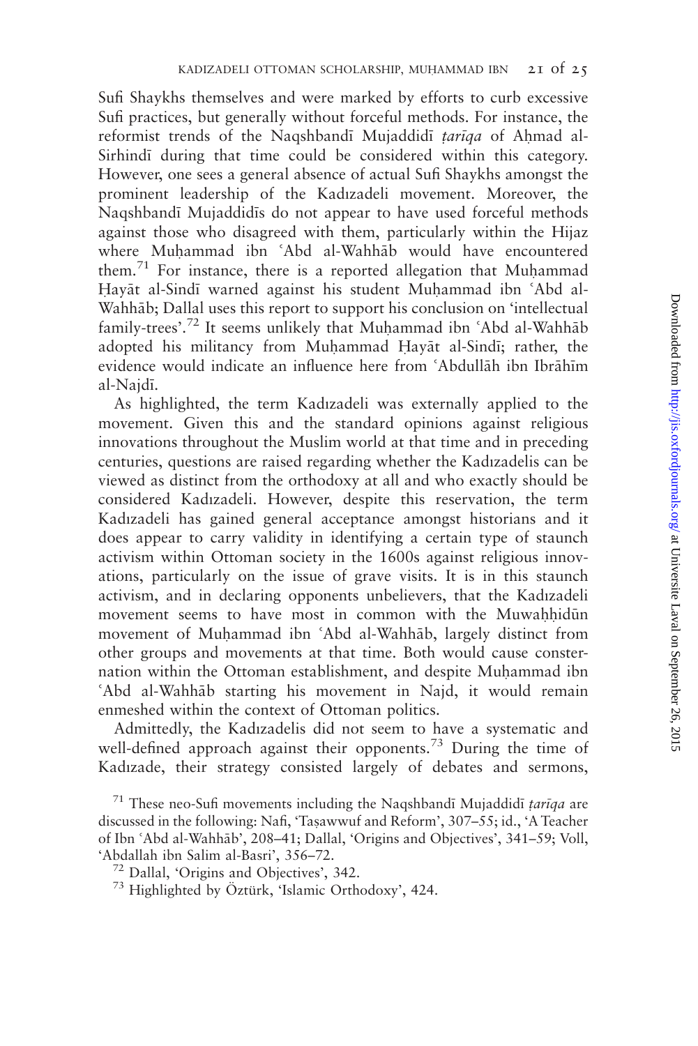Sufi Shaykhs themselves and were marked by efforts to curb excessive Sufi practices, but generally without forceful methods. For instance, the reformist trends of the Naqshbandī Mujaddidī *ṭarīqa* of Aḥmad al-Sirhindī during that time could be considered within this category. However, one sees a general absence of actual Sufi Shaykhs amongst the prominent leadership of the Kadızadeli movement. Moreover, the Naqshbandī Mujaddidīs do not appear to have used forceful methods against those who disagreed with them, particularly within the Hijaz where Muḥammad ibn ʿAbd al-Wahhāb would have encountered them.[71] For instance, there is a reported allegation that Muḥammad Ḥayāt al-Sindī warned against his student Muḥammad ibn ʿAbd al-Wahhāb; Dallal uses this report to support his conclusion on 'intellectual family-trees'.[72] It seems unlikely that Muḥammad ibn ʿAbd al-Wahhāb adopted his militancy from Muḥammad Ḥayāt al-Sindī; rather, the evidence would indicate an influence here from ʿAbdullāh ibn Ibrāhīm al-Najdī.

As highlighted, the term Kadızadeli was externally applied to the movement. Given this and the standard opinions against religious innovations throughout the Muslim world at that time and in preceding centuries, questions are raised regarding whether the Kadızadelis can be viewed as distinct from the orthodoxy at all and who exactly should be considered Kadızadeli. However, despite this reservation, the term Kadızadeli has gained general acceptance amongst historians and it does appear to carry validity in identifying a certain type of staunch activism within Ottoman society in the 1600s against religious innovations, particularly on the issue of grave visits. It is in this staunch activism, and in declaring opponents unbelievers, that the Kadızadeli movement seems to have most in common with the Muwaḥḥidūn movement of Muḥammad ibn ʿAbd al-Wahhāb, largely distinct from other groups and movements at that time. Both would cause consternation within the Ottoman establishment, and despite Muḥammad ibn ʿAbd al-Wahhāb starting his movement in Najd, it would remain enmeshed within the context of Ottoman politics.

Admittedly, the Kadızadelis did not seem to have a systematic and well-defined approach against their opponents.[73] During the time of Kadızade, their strategy consisted largely of debates and sermons,

---

[71] These neo-Sufi movements including the Naqshbandī Mujaddidī *ṭarīqa* are discussed in the following: Nafi, 'Taṣawwuf and Reform', 307–55; id., 'A Teacher of Ibn ʿAbd al-Wahhāb', 208–41; Dallal, 'Origins and Objectives', 341–59; Voll, 'Abdallah ibn Salim al-Basri', 356–72.

[72] Dallal, 'Origins and Objectives', 342.

[73] Highlighted by Öztürk, 'Islamic Orthodoxy', 424.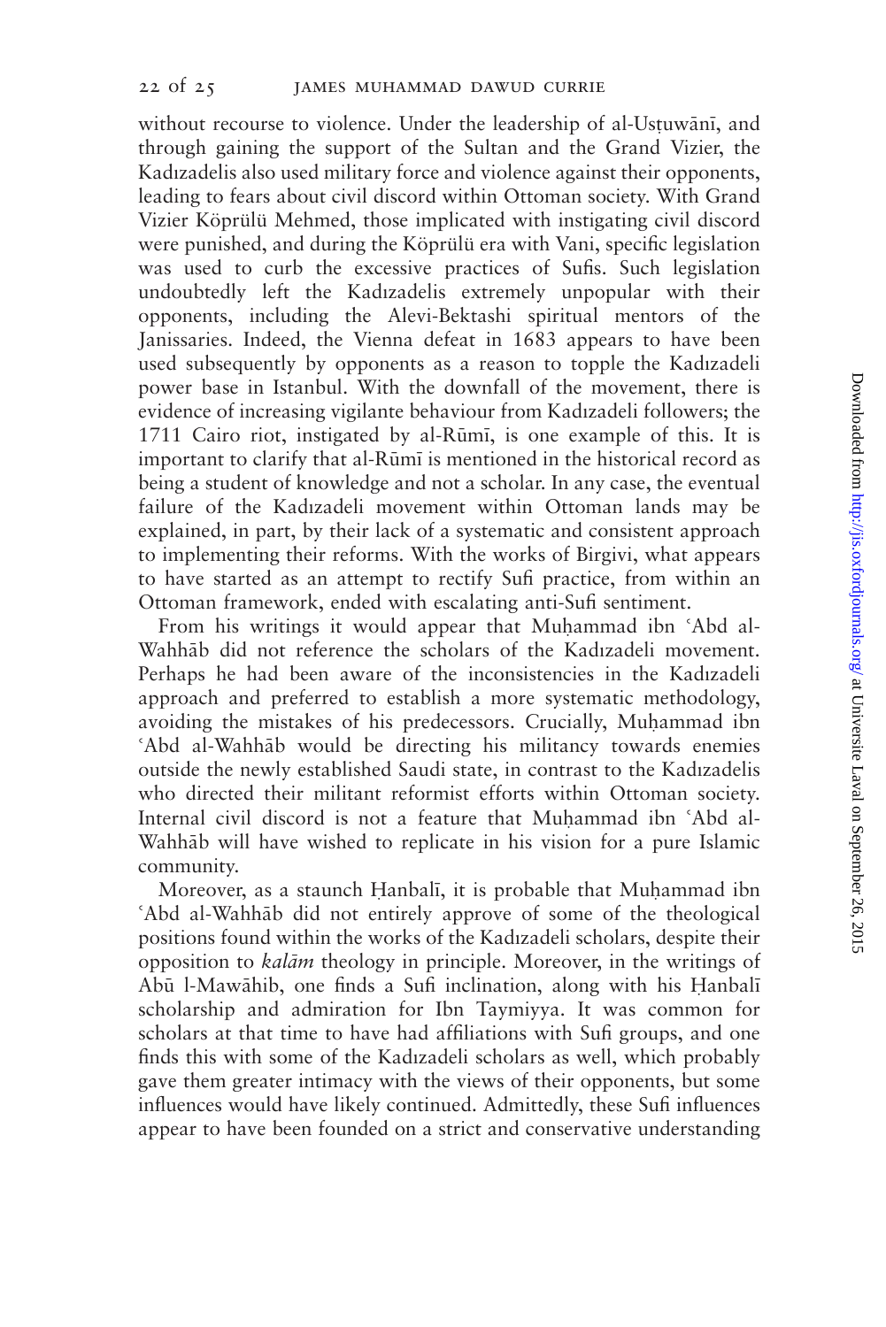without recourse to violence. Under the leadership of al-Usṭuwānī, and through gaining the support of the Sultan and the Grand Vizier, the Kadızadelis also used military force and violence against their opponents, leading to fears about civil discord within Ottoman society. With Grand Vizier Köprülü Mehmed, those implicated with instigating civil discord were punished, and during the Köprülü era with Vani, specific legislation was used to curb the excessive practices of Sufis. Such legislation undoubtedly left the Kadızadelis extremely unpopular with their opponents, including the Alevi-Bektashi spiritual mentors of the Janissaries. Indeed, the Vienna defeat in 1683 appears to have been used subsequently by opponents as a reason to topple the Kadızadeli power base in Istanbul. With the downfall of the movement, there is evidence of increasing vigilante behaviour from Kadızadeli followers; the 1711 Cairo riot, instigated by al-Rūmī, is one example of this. It is important to clarify that al-Rūmī is mentioned in the historical record as being a student of knowledge and not a scholar. In any case, the eventual failure of the Kadızadeli movement within Ottoman lands may be explained, in part, by their lack of a systematic and consistent approach to implementing their reforms. With the works of Birgivi, what appears to have started as an attempt to rectify Sufi practice, from within an Ottoman framework, ended with escalating anti-Sufi sentiment.

From his writings it would appear that Muḥammad ibn ʿAbd al-Wahhāb did not reference the scholars of the Kadızadeli movement. Perhaps he had been aware of the inconsistencies in the Kadızadeli approach and preferred to establish a more systematic methodology, avoiding the mistakes of his predecessors. Crucially, Muḥammad ibn ʿAbd al-Wahhāb would be directing his militancy towards enemies outside the newly established Saudi state, in contrast to the Kadızadelis who directed their militant reformist efforts within Ottoman society. Internal civil discord is not a feature that Muḥammad ibn ʿAbd al-Wahhāb will have wished to replicate in his vision for a pure Islamic community.

Moreover, as a staunch Ḥanbalī, it is probable that Muḥammad ibn ʿAbd al-Wahhāb did not entirely approve of some of the theological positions found within the works of the Kadızadeli scholars, despite their opposition to *kalām* theology in principle. Moreover, in the writings of Abū l-Mawāhib, one finds a Sufi inclination, along with his Ḥanbalī scholarship and admiration for Ibn Taymiyya. It was common for scholars at that time to have had affiliations with Sufi groups, and one finds this with some of the Kadızadeli scholars as well, which probably gave them greater intimacy with the views of their opponents, but some influences would have likely continued. Admittedly, these Sufi influences appear to have been founded on a strict and conservative understanding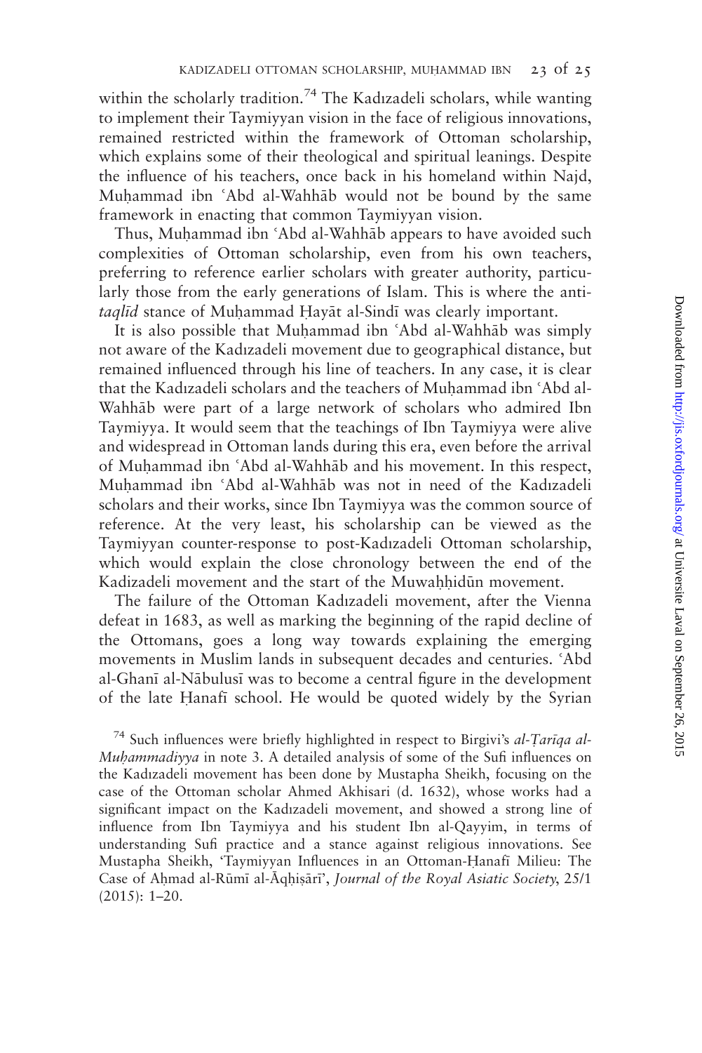within the scholarly tradition.[74] The Kadızadeli scholars, while wanting to implement their Taymiyyan vision in the face of religious innovations, remained restricted within the framework of Ottoman scholarship, which explains some of their theological and spiritual leanings. Despite the influence of his teachers, once back in his homeland within Najd, Muḥammad ibn ʿAbd al-Wahhāb would not be bound by the same framework in enacting that common Taymiyyan vision.

Thus, Muḥammad ibn ʿAbd al-Wahhāb appears to have avoided such complexities of Ottoman scholarship, even from his own teachers, preferring to reference earlier scholars with greater authority, particularly those from the early generations of Islam. This is where the anti-*taqlīd* stance of Muḥammad Ḥayāt al-Sindī was clearly important.

It is also possible that Muḥammad ibn ʿAbd al-Wahhāb was simply not aware of the Kadızadeli movement due to geographical distance, but remained influenced through his line of teachers. In any case, it is clear that the Kadızadeli scholars and the teachers of Muḥammad ibn ʿAbd al-Wahhāb were part of a large network of scholars who admired Ibn Taymiyya. It would seem that the teachings of Ibn Taymiyya were alive and widespread in Ottoman lands during this era, even before the arrival of Muḥammad ibn ʿAbd al-Wahhāb and his movement. In this respect, Muḥammad ibn ʿAbd al-Wahhāb was not in need of the Kadızadeli scholars and their works, since Ibn Taymiyya was the common source of reference. At the very least, his scholarship can be viewed as the Taymiyyan counter-response to post-Kadızadeli Ottoman scholarship, which would explain the close chronology between the end of the Kadizadeli movement and the start of the Muwaḥḥidūn movement.

The failure of the Ottoman Kadızadeli movement, after the Vienna defeat in 1683, as well as marking the beginning of the rapid decline of the Ottomans, goes a long way towards explaining the emerging movements in Muslim lands in subsequent decades and centuries. ʿAbd al-Ghanī al-Nābulusī was to become a central figure in the development of the late Ḥanafī school. He would be quoted widely by the Syrian

[74] Such influences were briefly highlighted in respect to Birgivi's *al-Ṭarīqa al-Muḥammadiyya* in note 3. A detailed analysis of some of the Sufi influences on the Kadızadeli movement has been done by Mustapha Sheikh, focusing on the case of the Ottoman scholar Ahmed Akhisari (d. 1632), whose works had a significant impact on the Kadızadeli movement, and showed a strong line of influence from Ibn Taymiyya and his student Ibn al-Qayyim, in terms of understanding Sufi practice and a stance against religious innovations. See Mustapha Sheikh, 'Taymiyyan Influences in an Ottoman-Ḥanafī Milieu: The Case of Aḥmad al-Rūmī al-Āqḥiṣārī', *Journal of the Royal Asiatic Society*, 25/1 (2015): 1–20.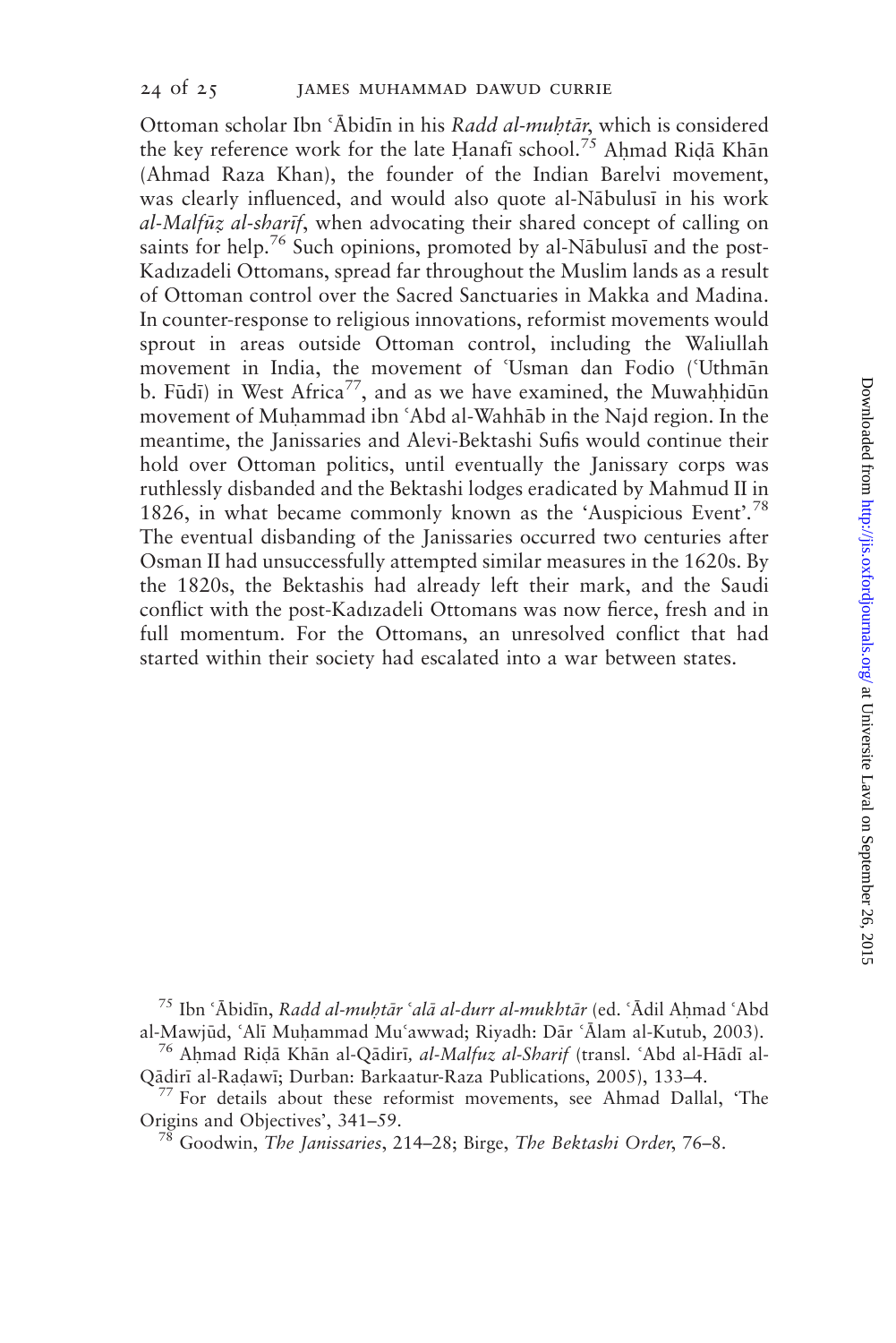Ottoman scholar Ibn ʿĀbidīn in his *Radd al-muḥtār*, which is considered the key reference work for the late Ḥanafī school.[75] Aḥmad Riḍā Khān (Ahmad Raza Khan), the founder of the Indian Barelvi movement, was clearly influenced, and would also quote al-Nābulusī in his work *al-Malfūẓ al-sharīf*, when advocating their shared concept of calling on saints for help.[76] Such opinions, promoted by al-Nābulusī and the post-Kadızadeli Ottomans, spread far throughout the Muslim lands as a result of Ottoman control over the Sacred Sanctuaries in Makka and Madina. In counter-response to religious innovations, reformist movements would sprout in areas outside Ottoman control, including the Waliullah movement in India, the movement of ʿUsman dan Fodio (ʿUthmān b. Fūdī) in West Africa[77], and as we have examined, the Muwaḥḥidūn movement of Muḥammad ibn ʿAbd al-Wahhāb in the Najd region. In the meantime, the Janissaries and Alevi-Bektashi Sufis would continue their hold over Ottoman politics, until eventually the Janissary corps was ruthlessly disbanded and the Bektashi lodges eradicated by Mahmud II in 1826, in what became commonly known as the 'Auspicious Event'.[78] The eventual disbanding of the Janissaries occurred two centuries after Osman II had unsuccessfully attempted similar measures in the 1620s. By the 1820s, the Bektashis had already left their mark, and the Saudi conflict with the post-Kadızadeli Ottomans was now fierce, fresh and in full momentum. For the Ottomans, an unresolved conflict that had started within their society had escalated into a war between states.

[75] Ibn ʿĀbidīn, *Radd al-muḥtār ʿalā al-durr al-mukhtār* (ed. ʿĀdil Aḥmad ʿAbd al-Mawjūd, ʿAlī Muḥammad Muʿawwad; Riyadh: Dār ʿĀlam al-Kutub, 2003).

[76] Aḥmad Riḍā Khān al-Qādirī, *al-Malfuz al-Sharif* (transl. ʿAbd al-Hādī al-Qādirī al-Raḍawī; Durban: Barkaatur-Raza Publications, 2005), 133–4.

[77] For details about these reformist movements, see Ahmad Dallal, 'The Origins and Objectives', 341–59.

[78] Goodwin, *The Janissaries*, 214–28; Birge, *The Bektashi Order*, 76–8.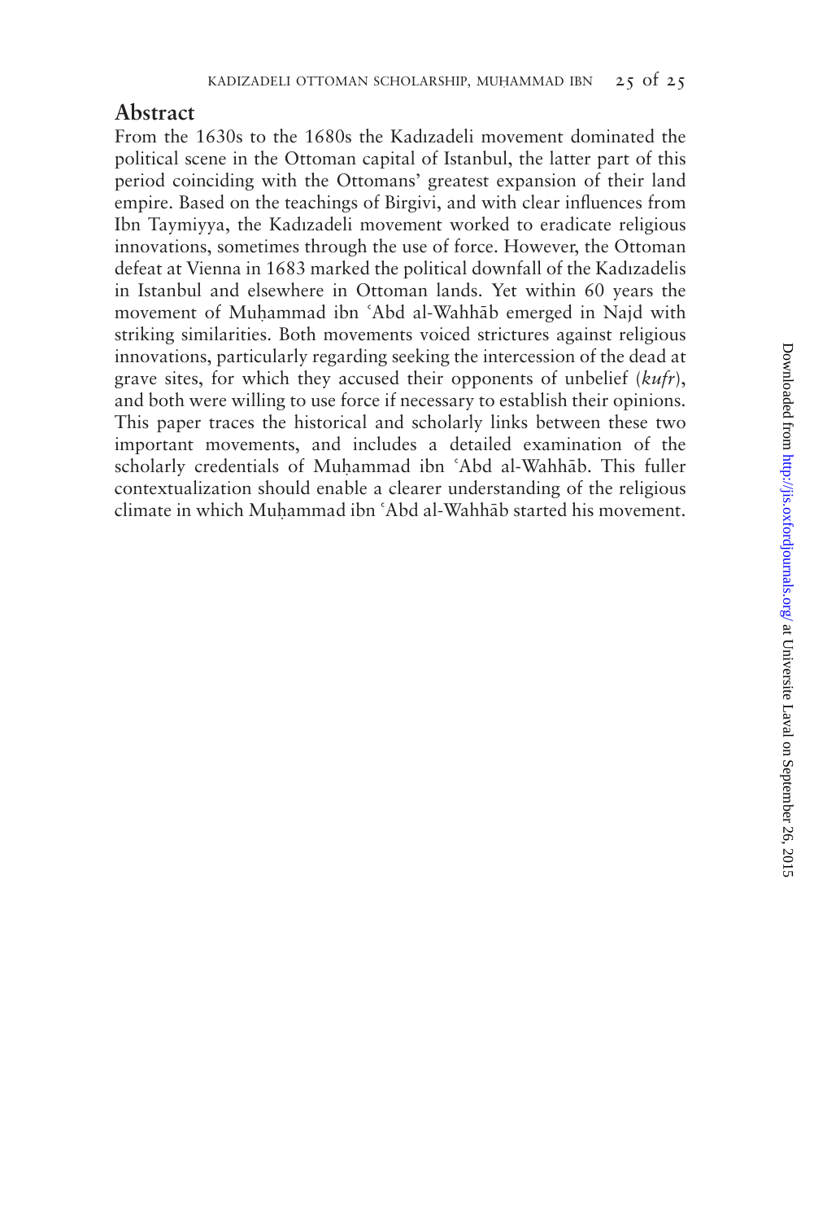## Abstract

From the 1630s to the 1680s the Kadızadeli movement dominated the political scene in the Ottoman capital of Istanbul, the latter part of this period coinciding with the Ottomans' greatest expansion of their land empire. Based on the teachings of Birgivi, and with clear influences from Ibn Taymiyya, the Kadızadeli movement worked to eradicate religious innovations, sometimes through the use of force. However, the Ottoman defeat at Vienna in 1683 marked the political downfall of the Kadızadelis in Istanbul and elsewhere in Ottoman lands. Yet within 60 years the movement of Muḥammad ibn ʿAbd al-Wahhāb emerged in Najd with striking similarities. Both movements voiced strictures against religious innovations, particularly regarding seeking the intercession of the dead at grave sites, for which they accused their opponents of unbelief (*kufr*), and both were willing to use force if necessary to establish their opinions. This paper traces the historical and scholarly links between these two important movements, and includes a detailed examination of the scholarly credentials of Muḥammad ibn ʿAbd al-Wahhāb. This fuller contextualization should enable a clearer understanding of the religious climate in which Muḥammad ibn ʿAbd al-Wahhāb started his movement.